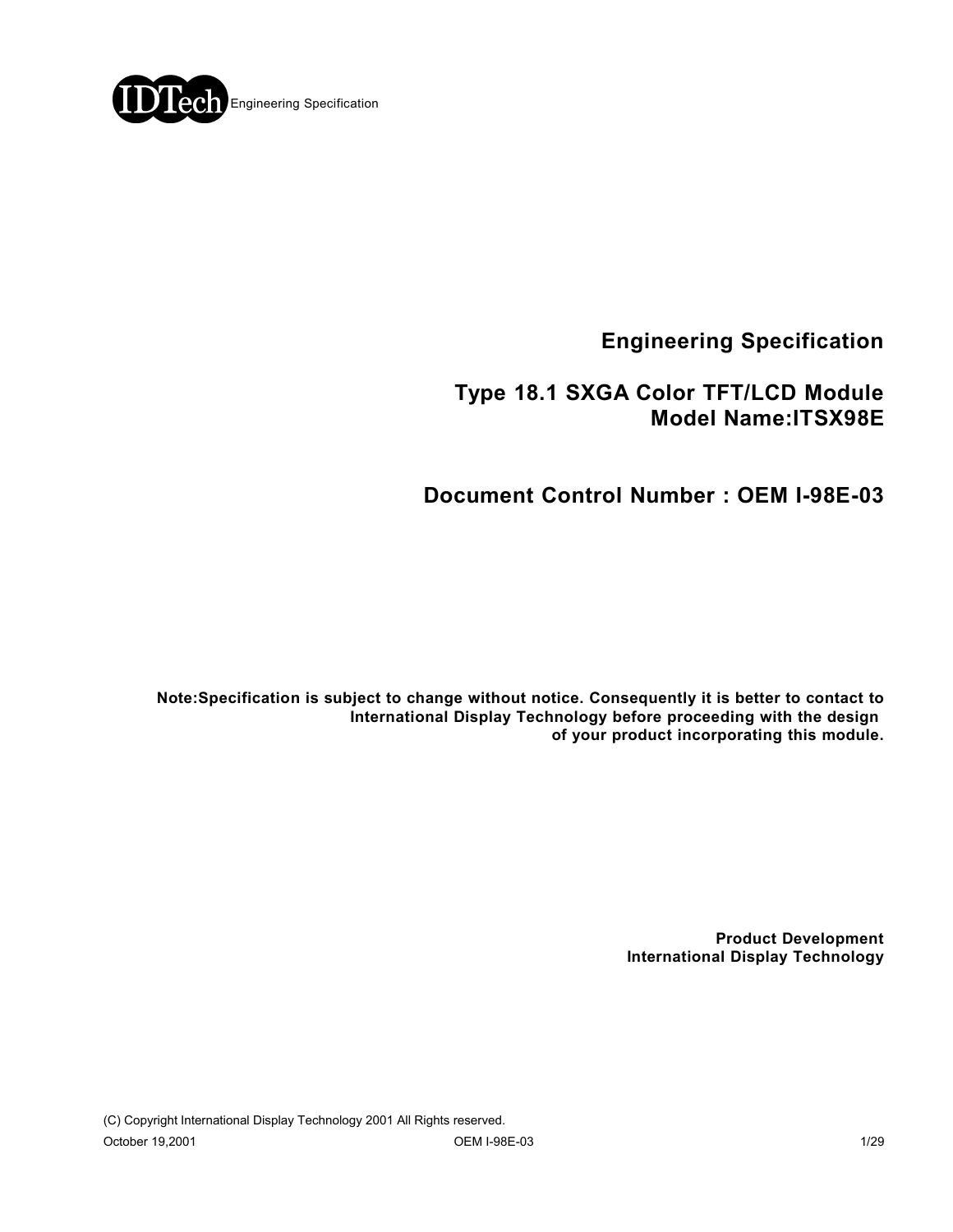# Engineering Specification

## Type 18.1 SXGA Color TFT/LCD Module
## Model Name:ITSX98E

## Document Control Number : OEM I-98E-03

**Note:Specification is subject to change without notice. Consequently it is better to contact to International Display Technology before proceeding with the design of your product incorporating this module.**

**Product Development**
**International Display Technology**

(C) Copyright International Display Technology 2001 All Rights reserved.

October 19,2001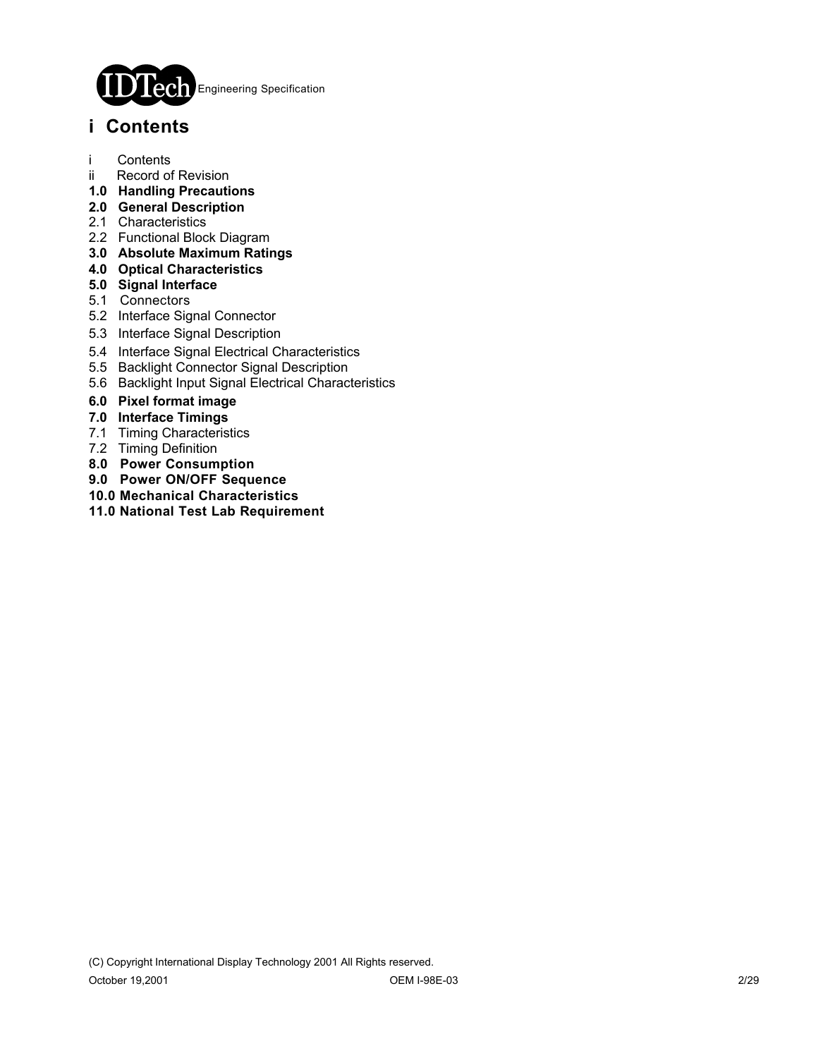# i Contents

i Contents
ii Record of Revision
**1.0 Handling Precautions**
**2.0 General Description**
2.1 Characteristics
2.2 Functional Block Diagram
**3.0 Absolute Maximum Ratings**
**4.0 Optical Characteristics**
**5.0 Signal Interface**
5.1 Connectors
5.2 Interface Signal Connector
5.3 Interface Signal Description
5.4 Interface Signal Electrical Characteristics
5.5 Backlight Connector Signal Description
5.6 Backlight Input Signal Electrical Characteristics
**6.0 Pixel format image**
**7.0 Interface Timings**
7.1 Timing Characteristics
7.2 Timing Definition
**8.0 Power Consumption**
**9.0 Power ON/OFF Sequence**
**10.0 Mechanical Characteristics**
**11.0 National Test Lab Requirement**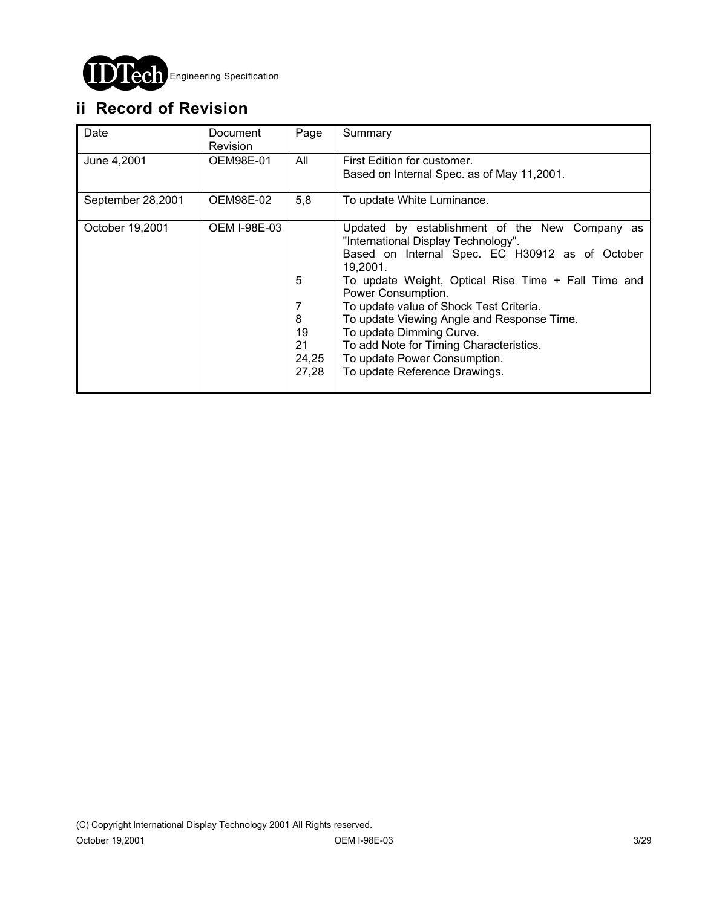## ii Record of Revision

| Date | Document Revision | Page | Summary |
|---|---|---|---|
| June 4,2001 | OEM98E-01 | All | First Edition for customer.<br>Based on Internal Spec. as of May 11,2001. |
| September 28,2001 | OEM98E-02 | 5,8 | To update White Luminance. |
| October 19,2001 | OEM I-98E-03 | | Updated by establishment of the New Company as "International Display Technology".<br>Based on Internal Spec. EC H30912 as of October 19,2001. |
| | | 5 | To update Weight, Optical Rise Time + Fall Time and Power Consumption. |
| | | 7 | To update value of Shock Test Criteria. |
| | | 8 | To update Viewing Angle and Response Time. |
| | | 19 | To update Dimming Curve. |
| | | 21 | To add Note for Timing Characteristics. |
| | | 24,25 | To update Power Consumption. |
| | | 27,28 | To update Reference Drawings. |

(C) Copyright International Display Technology 2001 All Rights reserved.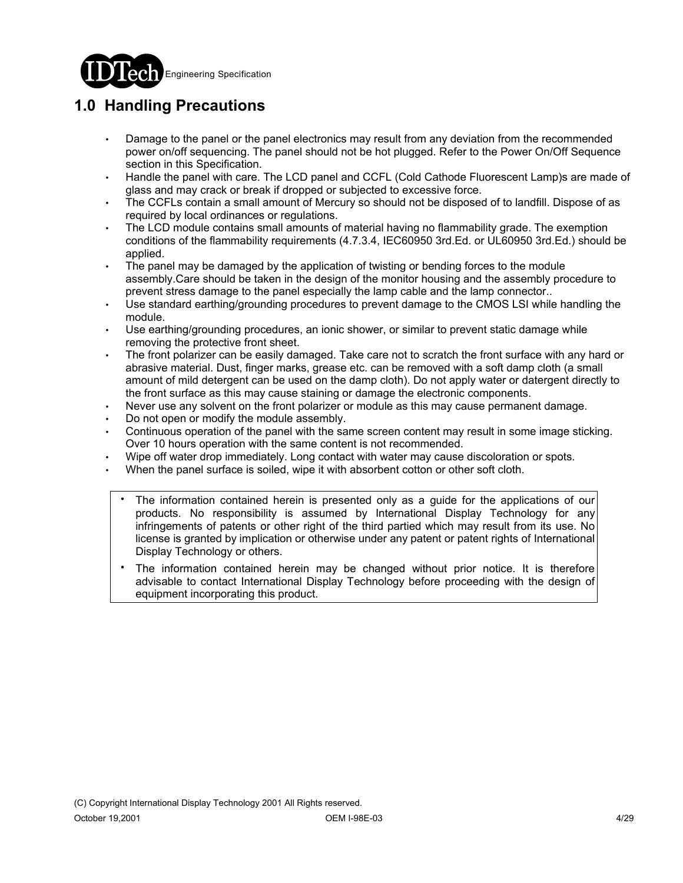# 1.0 Handling Precautions

- Damage to the panel or the panel electronics may result from any deviation from the recommended power on/off sequencing. The panel should not be hot plugged. Refer to the Power On/Off Sequence section in this Specification.
- Handle the panel with care. The LCD panel and CCFL (Cold Cathode Fluorescent Lamp)s are made of glass and may crack or break if dropped or subjected to excessive force.
- The CCFLs contain a small amount of Mercury so should not be disposed of to landfill. Dispose of as required by local ordinances or regulations.
- The LCD module contains small amounts of material having no flammability grade. The exemption conditions of the flammability requirements (4.7.3.4, IEC60950 3rd.Ed. or UL60950 3rd.Ed.) should be applied.
- The panel may be damaged by the application of twisting or bending forces to the module assembly.Care should be taken in the design of the monitor housing and the assembly procedure to prevent stress damage to the panel especially the lamp cable and the lamp connector..
- Use standard earthing/grounding procedures to prevent damage to the CMOS LSI while handling the module.
- Use earthing/grounding procedures, an ionic shower, or similar to prevent static damage while removing the protective front sheet.
- The front polarizer can be easily damaged. Take care not to scratch the front surface with any hard or abrasive material. Dust, finger marks, grease etc. can be removed with a soft damp cloth (a small amount of mild detergent can be used on the damp cloth). Do not apply water or datergent directly to the front surface as this may cause staining or damage the electronic components.
- Never use any solvent on the front polarizer or module as this may cause permanent damage.
- Do not open or modify the module assembly.
- Continuous operation of the panel with the same screen content may result in some image sticking. Over 10 hours operation with the same content is not recommended.
- Wipe off water drop immediately. Long contact with water may cause discoloration or spots.
- When the panel surface is soiled, wipe it with absorbent cotton or other soft cloth.

---

- The information contained herein is presented only as a guide for the applications of our products. No responsibility is assumed by International Display Technology for any infringements of patents or other right of the third partied which may result from its use. No license is granted by implication or otherwise under any patent or patent rights of International Display Technology or others.
- The information contained herein may be changed without prior notice. It is therefore advisable to contact International Display Technology before proceeding with the design of equipment incorporating this product.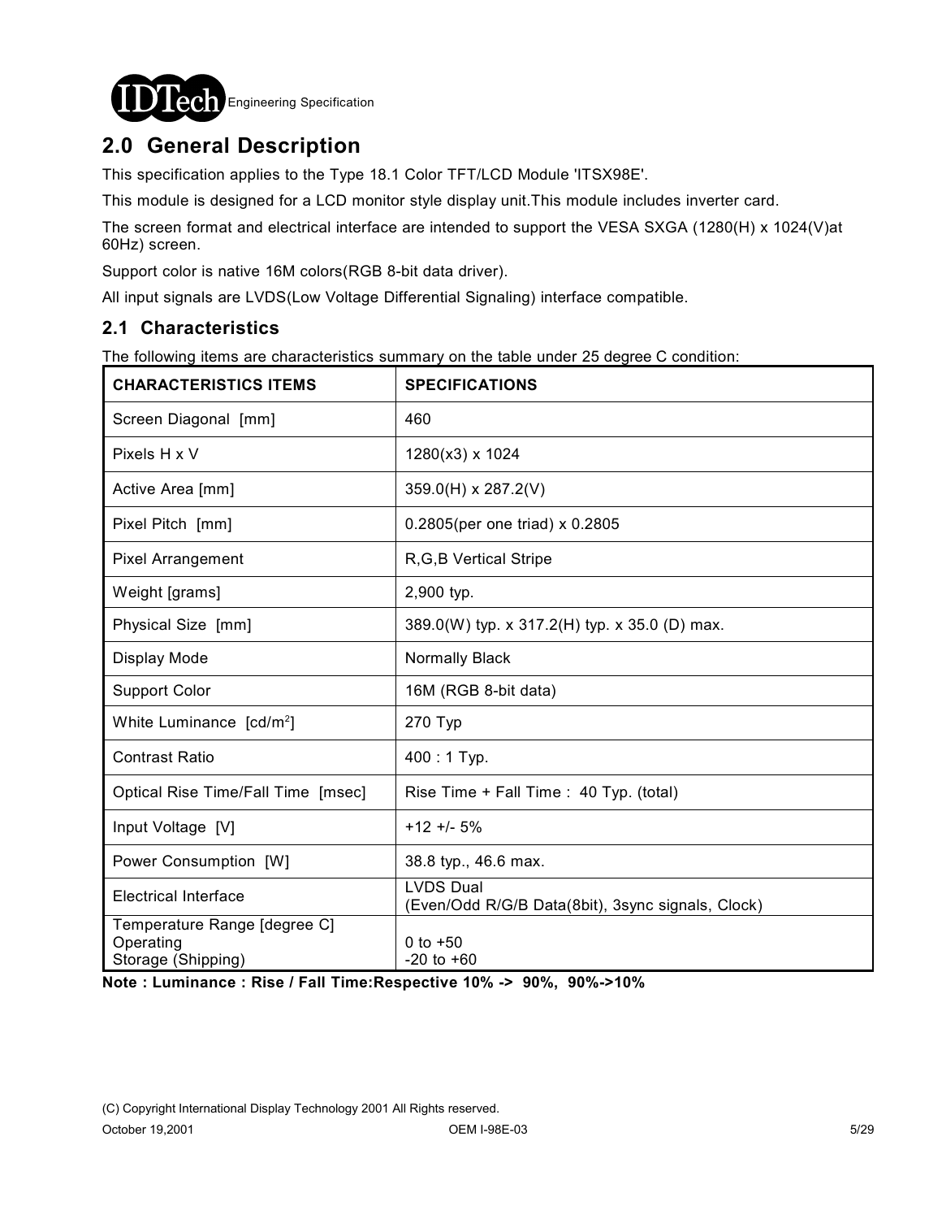## 2.0 General Description

This specification applies to the Type 18.1 Color TFT/LCD Module 'ITSX98E'.

This module is designed for a LCD monitor style display unit.This module includes inverter card.

The screen format and electrical interface are intended to support the VESA SXGA (1280(H) x 1024(V)at 60Hz) screen.

Support color is native 16M colors(RGB 8-bit data driver).

All input signals are LVDS(Low Voltage Differential Signaling) interface compatible.

### 2.1 Characteristics

The following items are characteristics summary on the table under 25 degree C condition:

| CHARACTERISTICS ITEMS | SPECIFICATIONS |
|---|---|
| Screen Diagonal [mm] | 460 |
| Pixels H x V | 1280(x3) x 1024 |
| Active Area [mm] | 359.0(H) x 287.2(V) |
| Pixel Pitch [mm] | 0.2805(per one triad) x 0.2805 |
| Pixel Arrangement | R,G,B Vertical Stripe |
| Weight [grams] | 2,900 typ. |
| Physical Size [mm] | 389.0(W) typ. x 317.2(H) typ. x 35.0 (D) max. |
| Display Mode | Normally Black |
| Support Color | 16M (RGB 8-bit data) |
| White Luminance [cd/m$^2$] | 270 Typ |
| Contrast Ratio | 400 : 1 Typ. |
| Optical Rise Time/Fall Time [msec] | Rise Time + Fall Time : 40 Typ. (total) |
| Input Voltage [V] | +12 +/- 5% |
| Power Consumption [W] | 38.8 typ., 46.6 max. |
| Electrical Interface | LVDS Dual<br>(Even/Odd R/G/B Data(8bit), 3sync signals, Clock) |
| Temperature Range [degree C]<br>Operating<br>Storage (Shipping) | <br>0 to +50<br>-20 to +60 |

**Note : Luminance : Rise / Fall Time:Respective 10% -> 90%, 90%->10%**

(C) Copyright International Display Technology 2001 All Rights reserved.

October 19,2001 OEM I-98E-03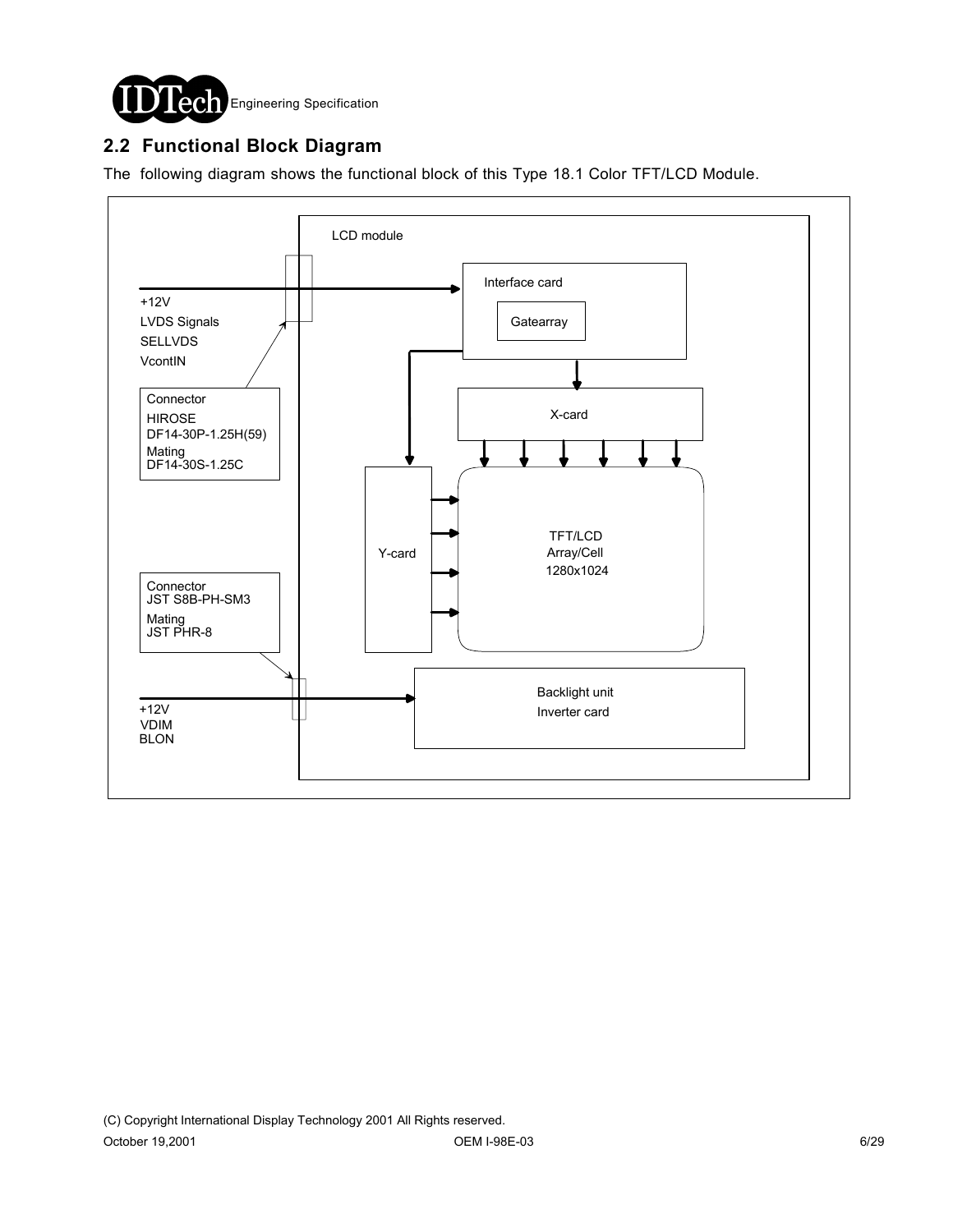## 2.2 Functional Block Diagram

The following diagram shows the functional block of this Type 18.1 Color TFT/LCD Module.

LCD module

+12V
LVDS Signals
SELLVDS
VcontIN

Connector
HIROSE
DF14-30P-1.25H(59)
Mating
DF14-30S-1.25C

Interface card

Gatearray

X-card

Y-card

TFT/LCD
Array/Cell
1280x1024

Connector
JST S8B-PH-SM3
Mating
JST PHR-8

+12V
VDIM
BLON

Backlight unit
Inverter card

(C) Copyright International Display Technology 2001 All Rights reserved.

October 19,2001 OEM I-98E-03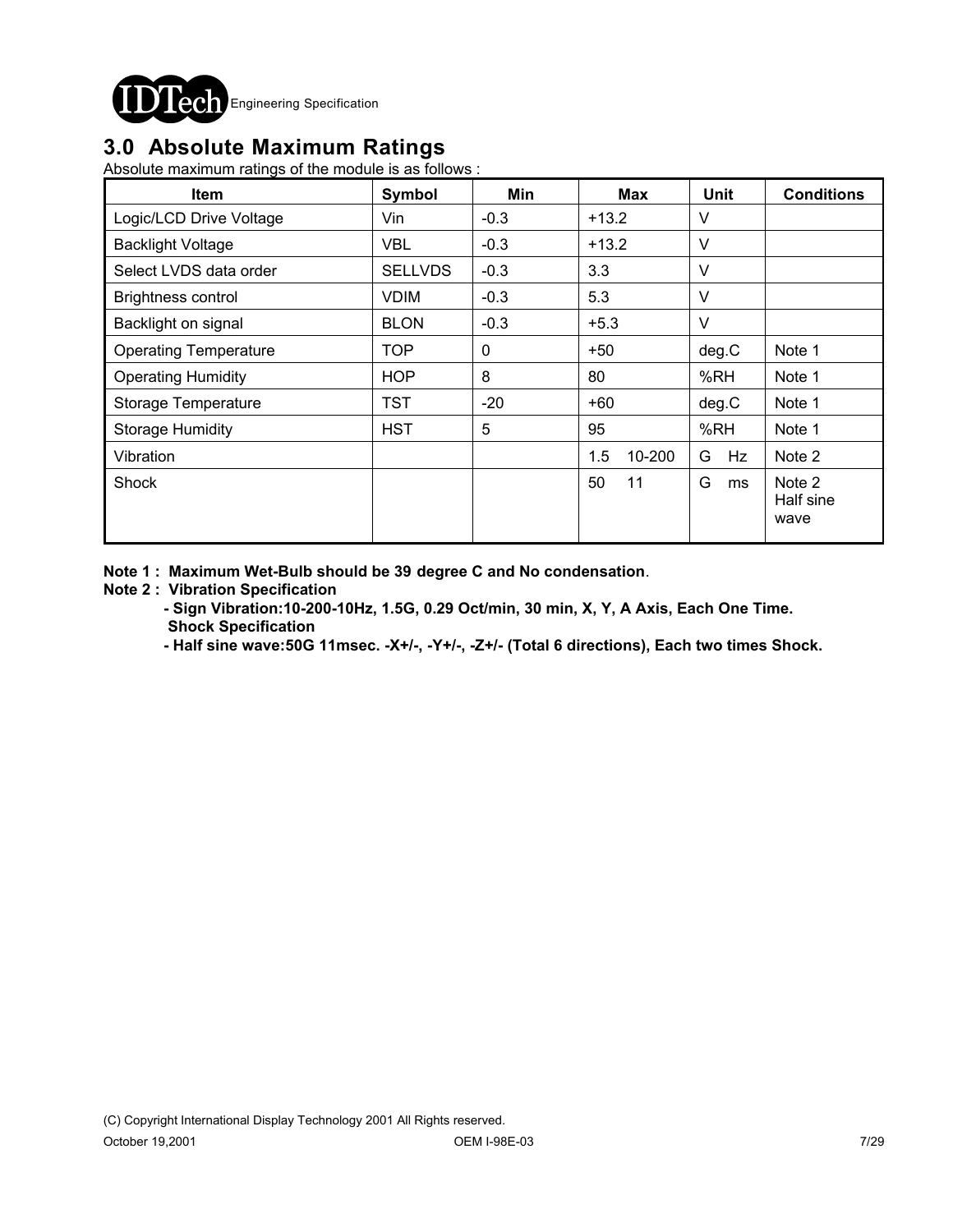## 3.0 Absolute Maximum Ratings

Absolute maximum ratings of the module is as follows :

| Item | Symbol | Min | Max | Unit | Conditions |
|---|---|---|---|---|---|
| Logic/LCD Drive Voltage | Vin | -0.3 | +13.2 | V | |
| Backlight Voltage | VBL | -0.3 | +13.2 | V | |
| Select LVDS data order | SELLVDS | -0.3 | 3.3 | V | |
| Brightness control | VDIM | -0.3 | 5.3 | V | |
| Backlight on signal | BLON | -0.3 | +5.3 | V | |
| Operating Temperature | TOP | 0 | +50 | deg.C | Note 1 |
| Operating Humidity | HOP | 8 | 80 | %RH | Note 1 |
| Storage Temperature | TST | -20 | +60 | deg.C | Note 1 |
| Storage Humidity | HST | 5 | 95 | %RH | Note 1 |
| Vibration | | | 1.5 10-200 | G Hz | Note 2 |
| Shock | | | 50 11 | G ms | Note 2 Half sine wave |

**Note 1 : Maximum Wet-Bulb should be 39 degree C and No condensation**.

**Note 2 : Vibration Specification**

**- Sign Vibration:10-200-10Hz, 1.5G, 0.29 Oct/min, 30 min, X, Y, A Axis, Each One Time.**

**Shock Specification**

**- Half sine wave:50G 11msec. -X+/-, -Y+/-, -Z+/- (Total 6 directions), Each two times Shock.**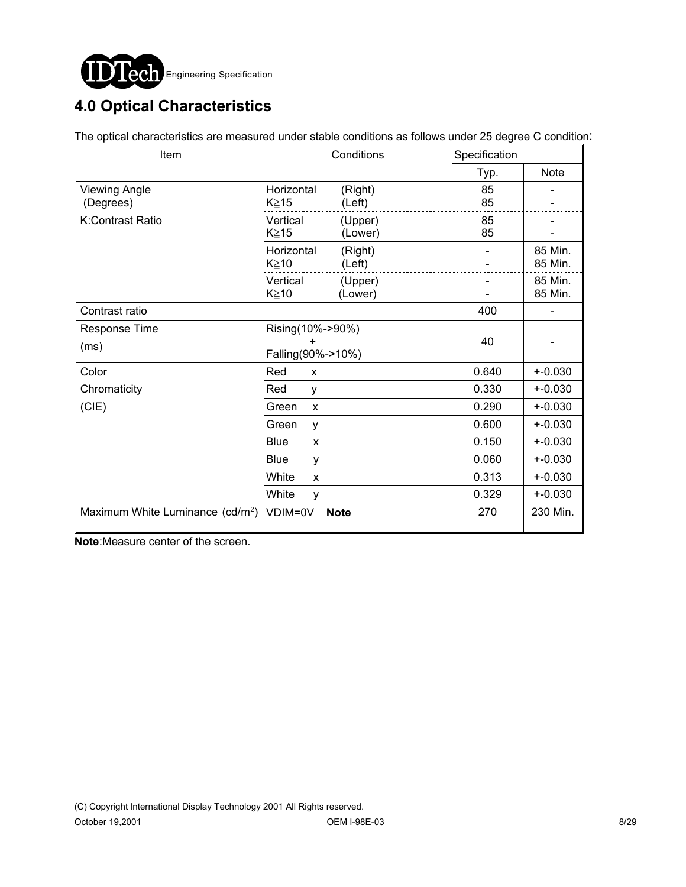# 4.0 Optical Characteristics

The optical characteristics are measured under stable conditions as follows under 25 degree C condition:

| Item | Conditions | | Specification | |
|---|---|---|---|---|
| | | | Typ. | Note |
| Viewing Angle (Degrees) | Horizontal K≧15 | (Right) (Left) | 85 85 | - - |
| K:Contrast Ratio | Vertical K≧15 | (Upper) (Lower) | 85 85 | - - |
| | Horizontal K≧10 | (Right) (Left) | - - | 85 Min. 85 Min. |
| | Vertical K≧10 | (Upper) (Lower) | - - | 85 Min. 85 Min. |
| Contrast ratio | | | 400 | - |
| Response Time (ms) | Rising(10%->90%) + Falling(90%->10%) | | 40 | - |
| Color Chromaticity (CIE) | Red | x | 0.640 | +-0.030 |
| | Red | y | 0.330 | +-0.030 |
| | Green | x | 0.290 | +-0.030 |
| | Green | y | 0.600 | +-0.030 |
| | Blue | x | 0.150 | +-0.030 |
| | Blue | y | 0.060 | +-0.030 |
| | White | x | 0.313 | +-0.030 |
| | White | y | 0.329 | +-0.030 |
| Maximum White Luminance ($cd/m^2$) | VDIM=0V **Note** | | 270 | 230 Min. |

**Note**:Measure center of the screen.

(C) Copyright International Display Technology 2001 All Rights reserved.

October 19,2001 OEM I-98E-03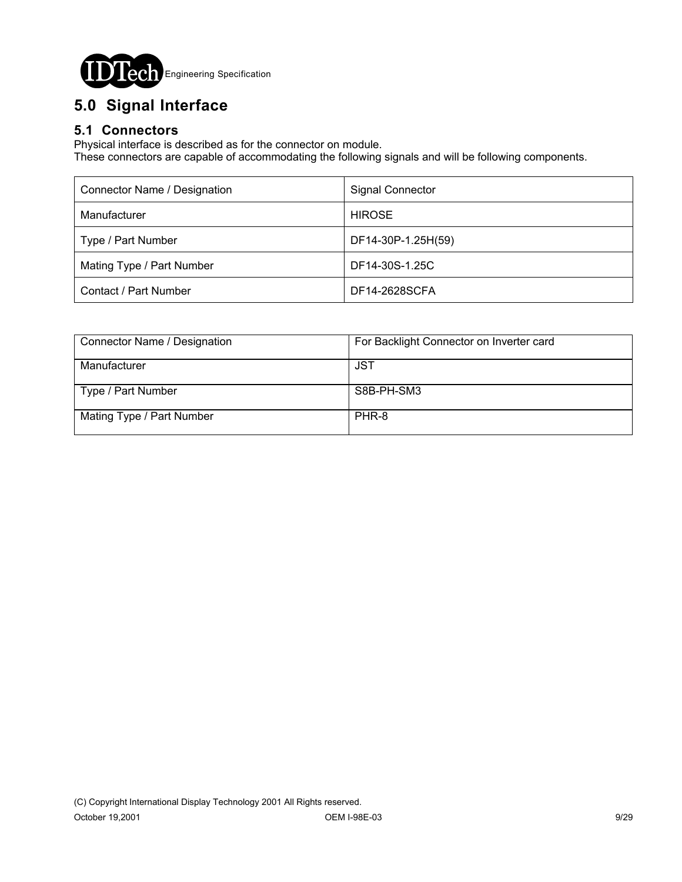# 5.0 Signal Interface

## 5.1 Connectors

Physical interface is described as for the connector on module.
These connectors are capable of accommodating the following signals and will be following components.

| Connector Name / Designation | Signal Connector |
|---|---|
| Manufacturer | HIROSE |
| Type / Part Number | DF14-30P-1.25H(59) |
| Mating Type / Part Number | DF14-30S-1.25C |
| Contact / Part Number | DF14-2628SCFA |

| Connector Name / Designation | For Backlight Connector on Inverter card |
|---|---|
| Manufacturer | JST |
| Type / Part Number | S8B-PH-SM3 |
| Mating Type / Part Number | PHR-8 |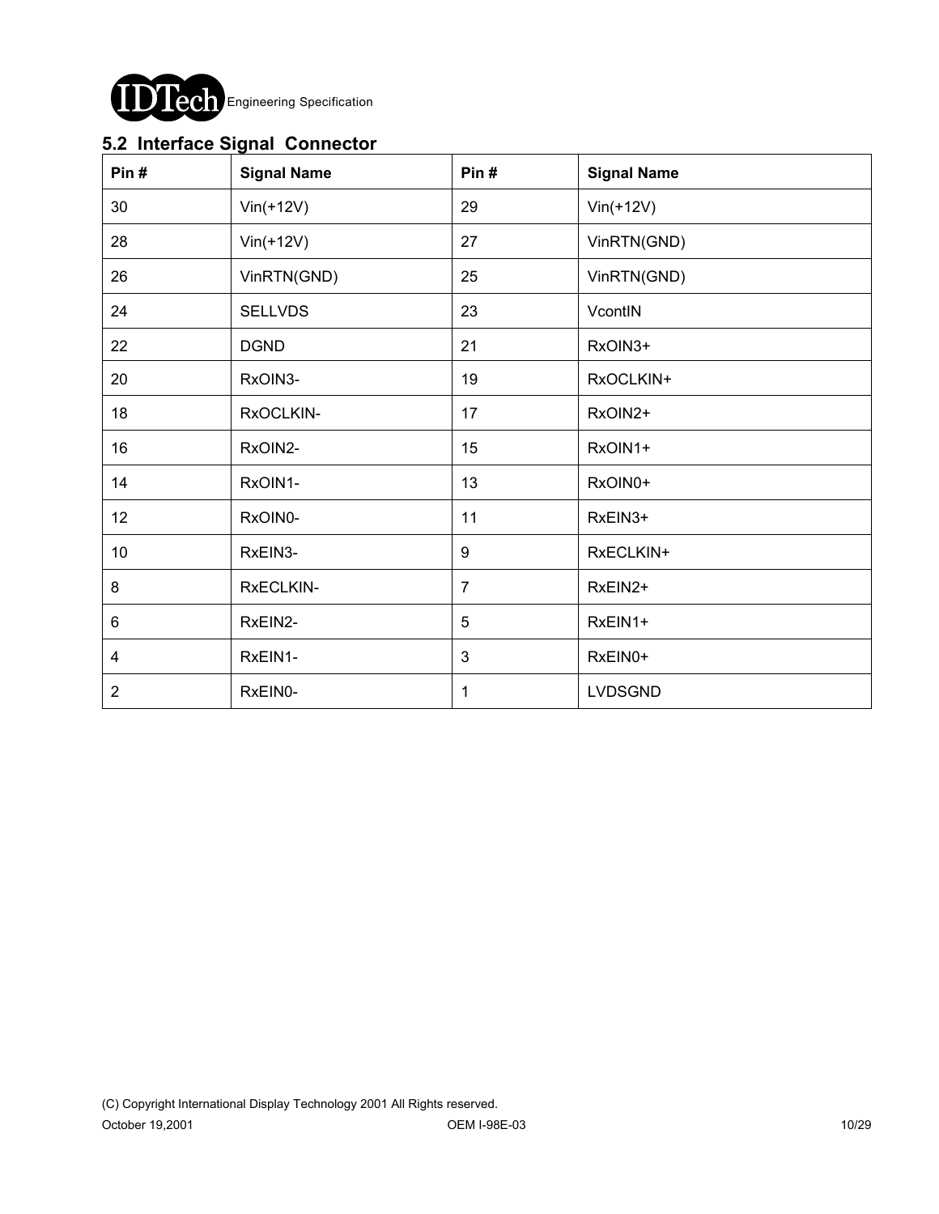## 5.2 Interface Signal Connector

| Pin # | Signal Name | Pin # | Signal Name |
|---|---|---|---|
| 30 | Vin(+12V) | 29 | Vin(+12V) |
| 28 | Vin(+12V) | 27 | VinRTN(GND) |
| 26 | VinRTN(GND) | 25 | VinRTN(GND) |
| 24 | SELLVDS | 23 | VcontIN |
| 22 | DGND | 21 | RxOIN3+ |
| 20 | RxOIN3- | 19 | RxOCLKIN+ |
| 18 | RxOCLKIN- | 17 | RxOIN2+ |
| 16 | RxOIN2- | 15 | RxOIN1+ |
| 14 | RxOIN1- | 13 | RxOIN0+ |
| 12 | RxOIN0- | 11 | RxEIN3+ |
| 10 | RxEIN3- | 9 | RxECLKIN+ |
| 8 | RxECLKIN- | 7 | RxEIN2+ |
| 6 | RxEIN2- | 5 | RxEIN1+ |
| 4 | RxEIN1- | 3 | RxEIN0+ |
| 2 | RxEIN0- | 1 | LVDSGND |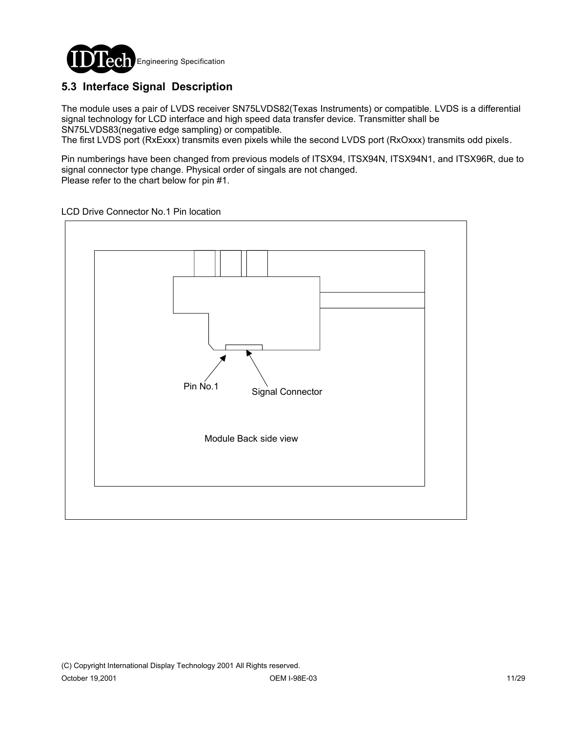## 5.3 Interface Signal Description

The module uses a pair of LVDS receiver SN75LVDS82(Texas Instruments) or compatible. LVDS is a differential signal technology for LCD interface and high speed data transfer device. Transmitter shall be SN75LVDS83(negative edge sampling) or compatible.
The first LVDS port (RxExxx) transmits even pixels while the second LVDS port (RxOxxx) transmits odd pixels.

Pin numberings have been changed from previous models of ITSX94, ITSX94N, ITSX94N1, and ITSX96R, due to signal connector type change. Physical order of singals are not changed.
Please refer to the chart below for pin #1.

LCD Drive Connector No.1 Pin location

Pin No.1

Signal Connector

Module Back side view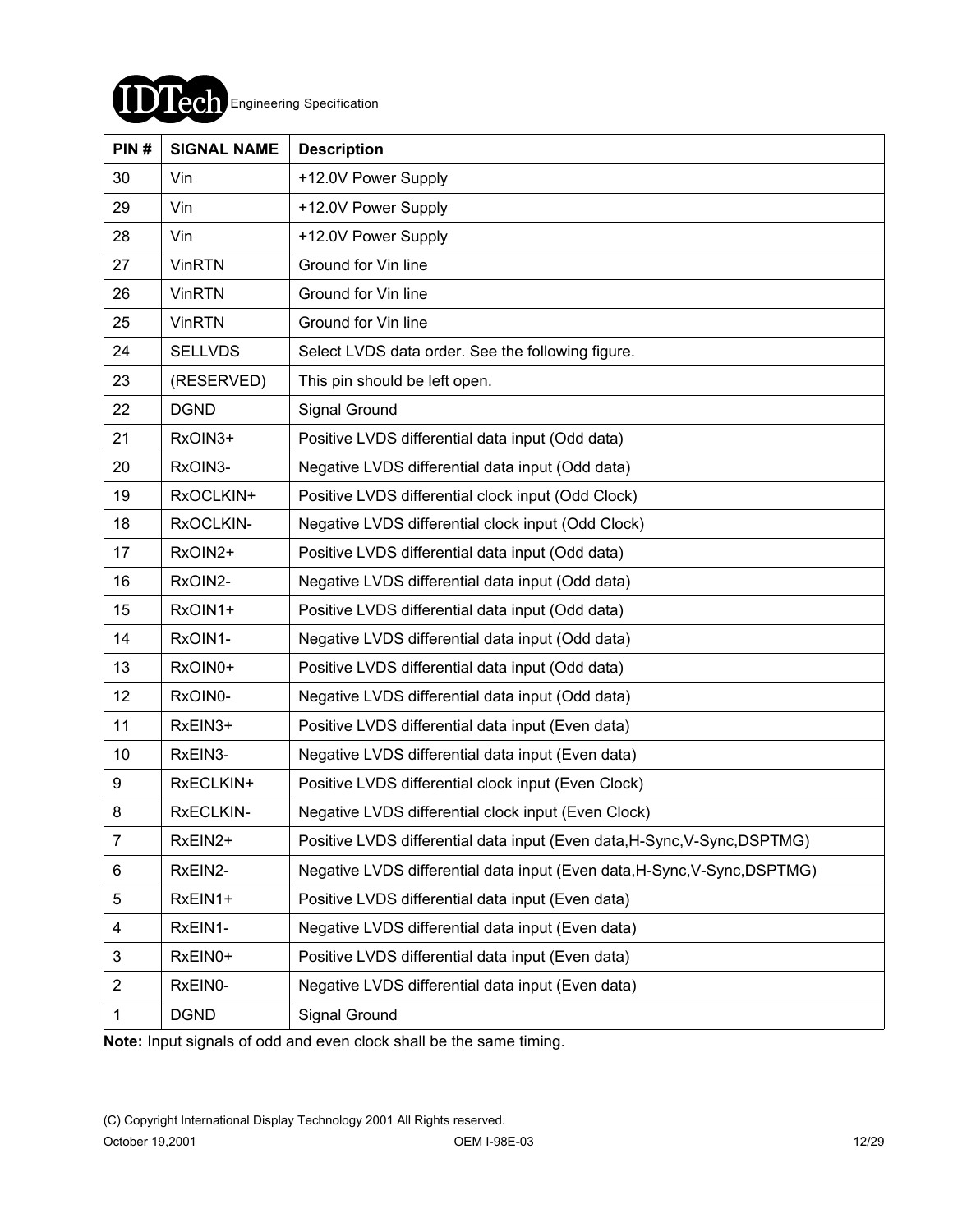| PIN # | SIGNAL NAME | Description |
|---|---|---|
| 30 | Vin | +12.0V Power Supply |
| 29 | Vin | +12.0V Power Supply |
| 28 | Vin | +12.0V Power Supply |
| 27 | VinRTN | Ground for Vin line |
| 26 | VinRTN | Ground for Vin line |
| 25 | VinRTN | Ground for Vin line |
| 24 | SELLVDS | Select LVDS data order. See the following figure. |
| 23 | (RESERVED) | This pin should be left open. |
| 22 | DGND | Signal Ground |
| 21 | RxOIN3+ | Positive LVDS differential data input (Odd data) |
| 20 | RxOIN3- | Negative LVDS differential data input (Odd data) |
| 19 | RxOCLKIN+ | Positive LVDS differential clock input (Odd Clock) |
| 18 | RxOCLKIN- | Negative LVDS differential clock input (Odd Clock) |
| 17 | RxOIN2+ | Positive LVDS differential data input (Odd data) |
| 16 | RxOIN2- | Negative LVDS differential data input (Odd data) |
| 15 | RxOIN1+ | Positive LVDS differential data input (Odd data) |
| 14 | RxOIN1- | Negative LVDS differential data input (Odd data) |
| 13 | RxOIN0+ | Positive LVDS differential data input (Odd data) |
| 12 | RxOIN0- | Negative LVDS differential data input (Odd data) |
| 11 | RxEIN3+ | Positive LVDS differential data input (Even data) |
| 10 | RxEIN3- | Negative LVDS differential data input (Even data) |
| 9 | RxECLKIN+ | Positive LVDS differential clock input (Even Clock) |
| 8 | RxECLKIN- | Negative LVDS differential clock input (Even Clock) |
| 7 | RxEIN2+ | Positive LVDS differential data input (Even data,H-Sync,V-Sync,DSPTMG) |
| 6 | RxEIN2- | Negative LVDS differential data input (Even data,H-Sync,V-Sync,DSPTMG) |
| 5 | RxEIN1+ | Positive LVDS differential data input (Even data) |
| 4 | RxEIN1- | Negative LVDS differential data input (Even data) |
| 3 | RxEIN0+ | Positive LVDS differential data input (Even data) |
| 2 | RxEIN0- | Negative LVDS differential data input (Even data) |
| 1 | DGND | Signal Ground |

**Note:** Input signals of odd and even clock shall be the same timing.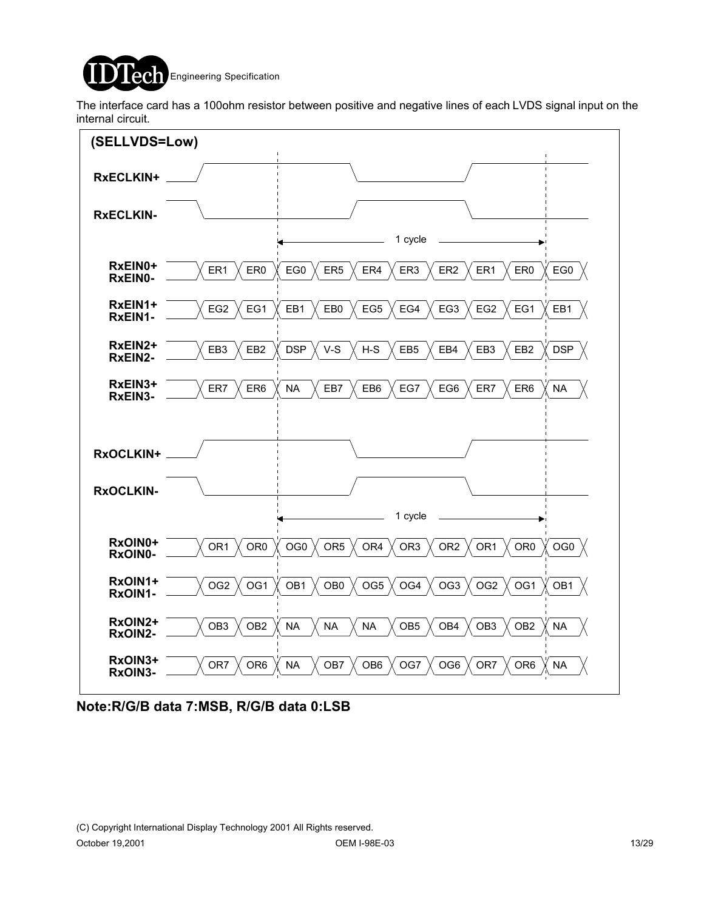The interface card has a 100ohm resistor between positive and negative lines of each LVDS signal input on the internal circuit.

**(SELLVDS=Low)**

RxECLKIN+ / RxECLKIN- — 1 cycle

| Signal | | | | | | | | | | |
|---|---|---|---|---|---|---|---|---|---|---|
| RxEIN0+ / RxEIN0- | ER1 | ER0 | EG0 | ER5 | ER4 | ER3 | ER2 | ER1 | ER0 | EG0 |
| RxEIN1+ / RxEIN1- | EG2 | EG1 | EB1 | EB0 | EG5 | EG4 | EG3 | EG2 | EG1 | EB1 |
| RxEIN2+ / RxEIN2- | EB3 | EB2 | DSP | V-S | H-S | EB5 | EB4 | EB3 | EB2 | DSP |
| RxEIN3+ / RxEIN3- | ER7 | ER6 | NA | EB7 | EB6 | EG7 | EG6 | ER7 | ER6 | NA |

RxOCLKIN+ / RxOCLKIN- — 1 cycle

| Signal | | | | | | | | | | |
|---|---|---|---|---|---|---|---|---|---|---|
| RxOIN0+ / RxOIN0- | OR1 | OR0 | OG0 | OR5 | OR4 | OR3 | OR2 | OR1 | OR0 | OG0 |
| RxOIN1+ / RxOIN1- | OG2 | OG1 | OB1 | OB0 | OG5 | OG4 | OG3 | OG2 | OG1 | OB1 |
| RxOIN2+ / RxOIN2- | OB3 | OB2 | NA | NA | NA | OB5 | OB4 | OB3 | OB2 | NA |
| RxOIN3+ / RxOIN3- | OR7 | OR6 | NA | OB7 | OB6 | OG7 | OG6 | OR7 | OR6 | NA |

**Note:R/G/B data 7:MSB, R/G/B data 0:LSB**

(C) Copyright International Display Technology 2001 All Rights reserved.

October 19,2001 OEM I-98E-03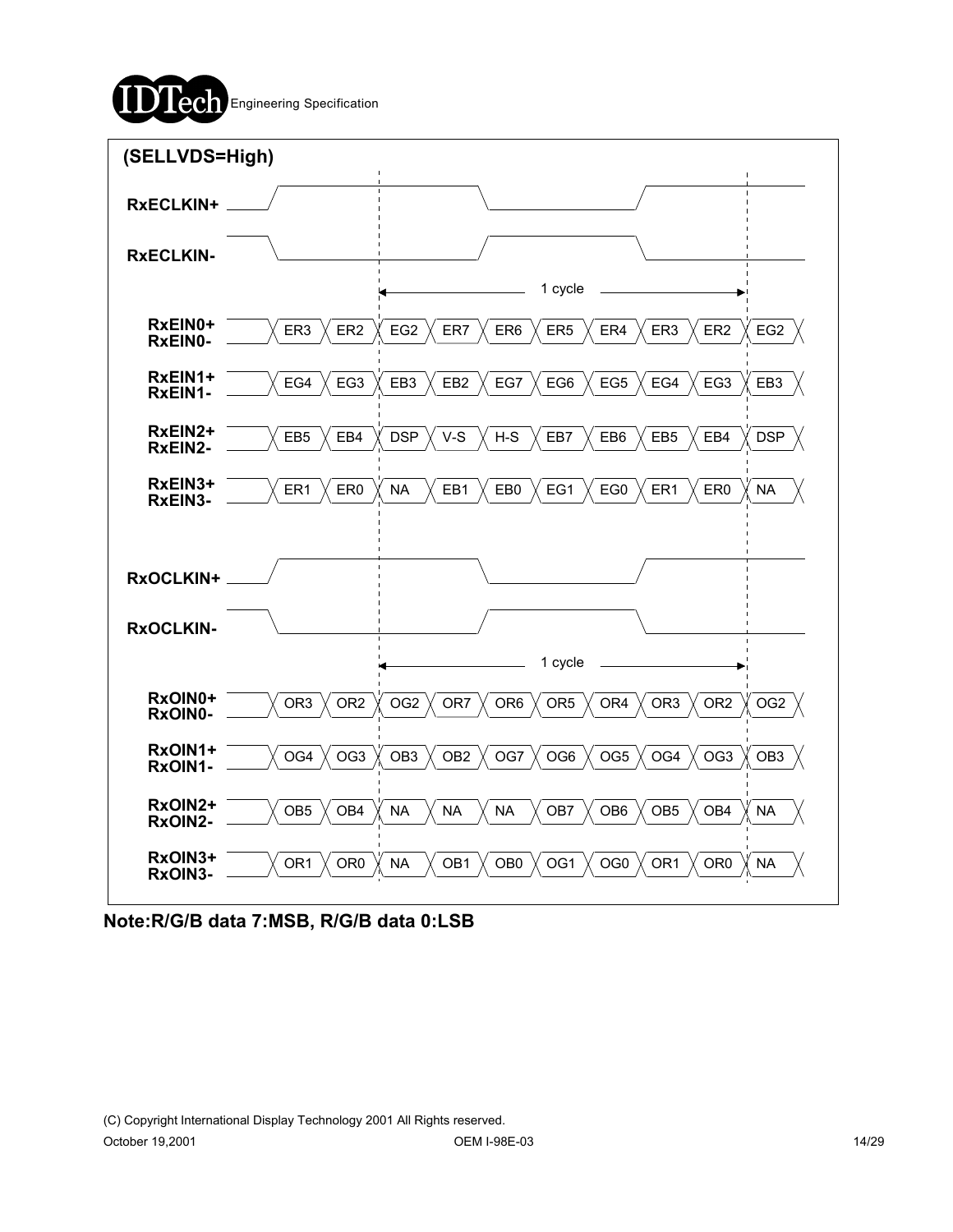**(SELLVDS=High)**

**RxECLKIN+**

**RxECLKIN-**

1 cycle

| Signal | | | | | | | | | | |
|---|---|---|---|---|---|---|---|---|---|---|
| **RxEIN0+ RxEIN0-** | ER3 | ER2 | EG2 | ER7 | ER6 | ER5 | ER4 | ER3 | ER2 | EG2 |
| **RxEIN1+ RxEIN1-** | EG4 | EG3 | EB3 | EB2 | EG7 | EG6 | EG5 | EG4 | EG3 | EB3 |
| **RxEIN2+ RxEIN2-** | EB5 | EB4 | DSP | V-S | H-S | EB7 | EB6 | EB5 | EB4 | DSP |
| **RxEIN3+ RxEIN3-** | ER1 | ER0 | NA | EB1 | EB0 | EG1 | EG0 | ER1 | ER0 | NA |

**RxOCLKIN+**

**RxOCLKIN-**

1 cycle

| Signal | | | | | | | | | | |
|---|---|---|---|---|---|---|---|---|---|---|
| **RxOIN0+ RxOIN0-** | OR3 | OR2 | OG2 | OR7 | OR6 | OR5 | OR4 | OR3 | OR2 | OG2 |
| **RxOIN1+ RxOIN1-** | OG4 | OG3 | OB3 | OB2 | OG7 | OG6 | OG5 | OG4 | OG3 | OB3 |
| **RxOIN2+ RxOIN2-** | OB5 | OB4 | NA | NA | NA | OB7 | OB6 | OB5 | OB4 | NA |
| **RxOIN3+ RxOIN3-** | OR1 | OR0 | NA | OB1 | OB0 | OG1 | OG0 | OR1 | OR0 | NA |

**Note:R/G/B data 7:MSB, R/G/B data 0:LSB**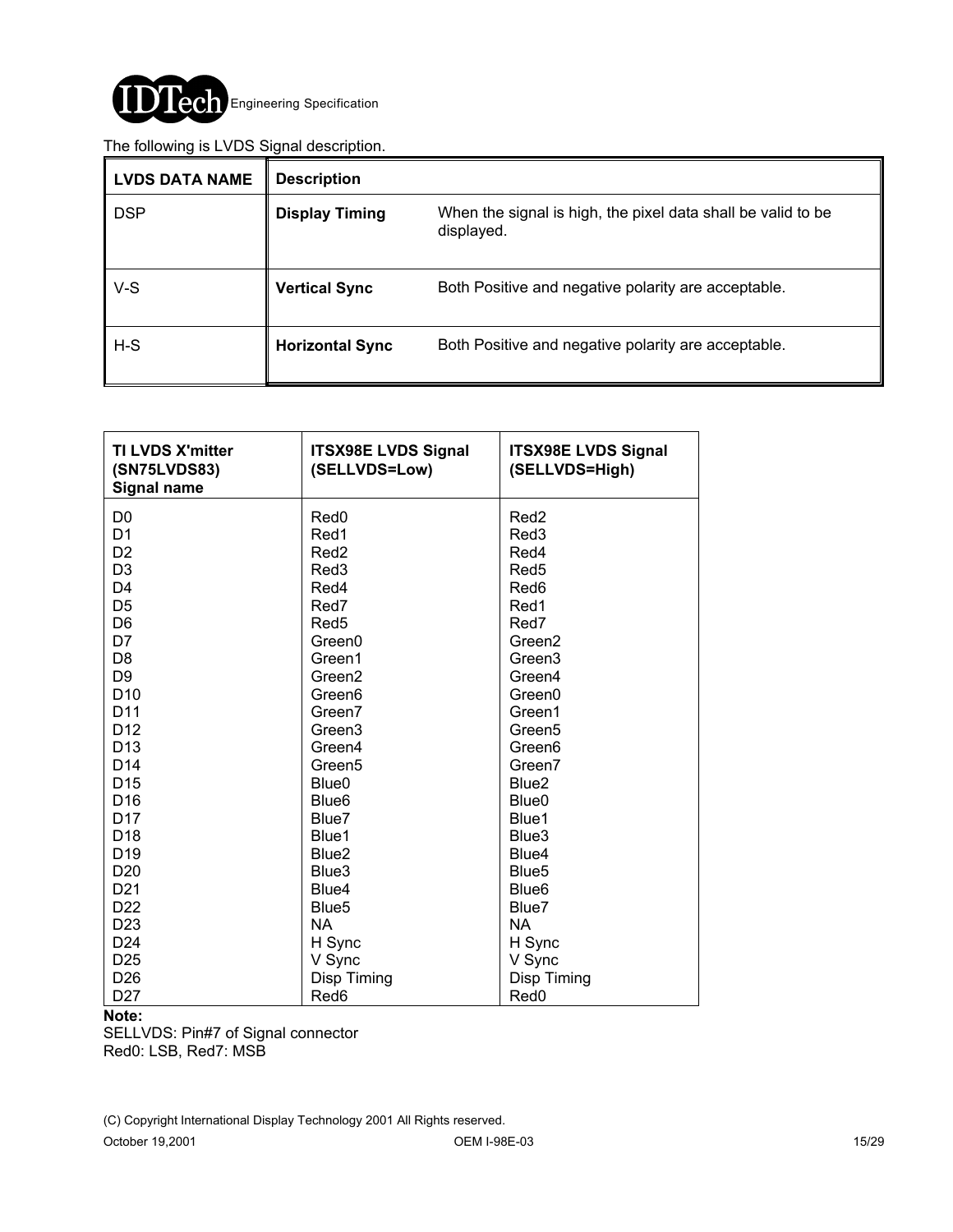The following is LVDS Signal description.

| LVDS DATA NAME | Description | |
|---|---|---|
| DSP | **Display Timing** | When the signal is high, the pixel data shall be valid to be displayed. |
| V-S | **Vertical Sync** | Both Positive and negative polarity are acceptable. |
| H-S | **Horizontal Sync** | Both Positive and negative polarity are acceptable. |

| TI LVDS X'mitter (SN75LVDS83) Signal name | ITSX98E LVDS Signal (SELLVDS=Low) | ITSX98E LVDS Signal (SELLVDS=High) |
|---|---|---|
| D0 | Red0 | Red2 |
| D1 | Red1 | Red3 |
| D2 | Red2 | Red4 |
| D3 | Red3 | Red5 |
| D4 | Red4 | Red6 |
| D5 | Red7 | Red1 |
| D6 | Red5 | Red7 |
| D7 | Green0 | Green2 |
| D8 | Green1 | Green3 |
| D9 | Green2 | Green4 |
| D10 | Green6 | Green0 |
| D11 | Green7 | Green1 |
| D12 | Green3 | Green5 |
| D13 | Green4 | Green6 |
| D14 | Green5 | Green7 |
| D15 | Blue0 | Blue2 |
| D16 | Blue6 | Blue0 |
| D17 | Blue7 | Blue1 |
| D18 | Blue1 | Blue3 |
| D19 | Blue2 | Blue4 |
| D20 | Blue3 | Blue5 |
| D21 | Blue4 | Blue6 |
| D22 | Blue5 | Blue7 |
| D23 | NA | NA |
| D24 | H Sync | H Sync |
| D25 | V Sync | V Sync |
| D26 | Disp Timing | Disp Timing |
| D27 | Red6 | Red0 |

**Note:**
SELLVDS: Pin#7 of Signal connector
Red0: LSB, Red7: MSB

(C) Copyright International Display Technology 2001 All Rights reserved.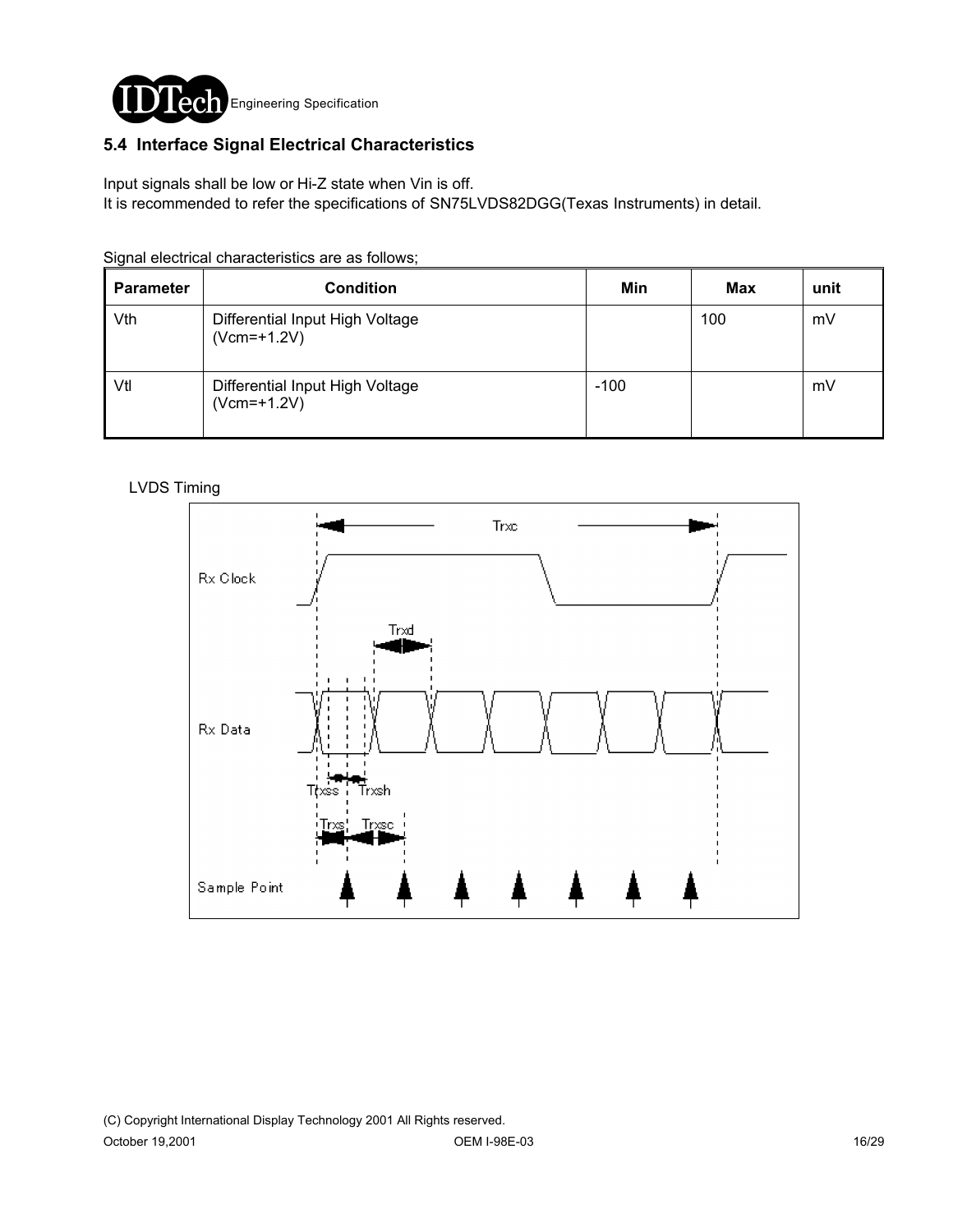## 5.4 Interface Signal Electrical Characteristics

Input signals shall be low or Hi-Z state when Vin is off.
It is recommended to refer the specifications of SN75LVDS82DGG(Texas Instruments) in detail.

Signal electrical characteristics are as follows;

| Parameter | Condition | Min | Max | unit |
|---|---|---|---|---|
| Vth | Differential Input High Voltage (Vcm=+1.2V) | | 100 | mV |
| Vtl | Differential Input High Voltage (Vcm=+1.2V) | -100 | | mV |

LVDS Timing

Trxc

Rx Clock

Trxd

Rx Data

Trxss Trxsh

Trxs Trxsc

Sample Point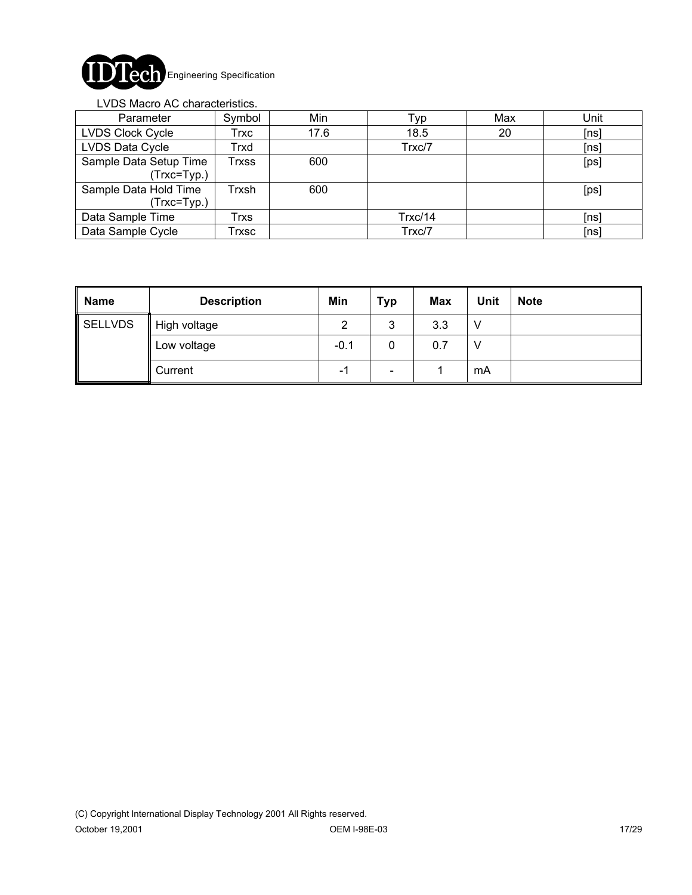LVDS Macro AC characteristics.

| Parameter | Symbol | Min | Typ | Max | Unit |
|---|---|---|---|---|---|
| LVDS Clock Cycle | Trxc | 17.6 | 18.5 | 20 | [ns] |
| LVDS Data Cycle | Trxd | | Trxc/7 | | [ns] |
| Sample Data Setup Time (Trxc=Typ.) | Trxss | 600 | | | [ps] |
| Sample Data Hold Time (Trxc=Typ.) | Trxsh | 600 | | | [ps] |
| Data Sample Time | Trxs | | Trxc/14 | | [ns] |
| Data Sample Cycle | Trxsc | | Trxc/7 | | [ns] |

| Name | Description | Min | Typ | Max | Unit | Note |
|---|---|---|---|---|---|---|
| SELLVDS | High voltage | 2 | 3 | 3.3 | V | |
| | Low voltage | -0.1 | 0 | 0.7 | V | |
| | Current | -1 | - | 1 | mA | |

(C) Copyright International Display Technology 2001 All Rights reserved.

October 19,2001 OEM I-98E-03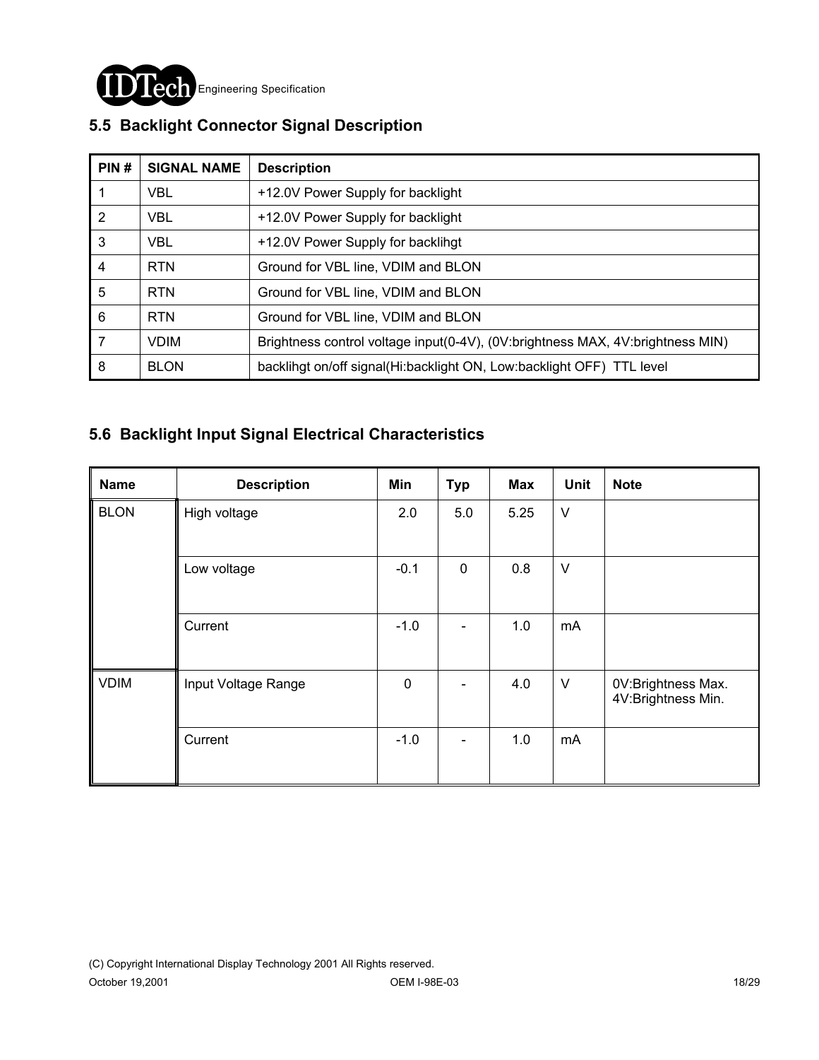## 5.5 Backlight Connector Signal Description

| PIN # | SIGNAL NAME | Description |
|---|---|---|
| 1 | VBL | +12.0V Power Supply for backlight |
| 2 | VBL | +12.0V Power Supply for backlight |
| 3 | VBL | +12.0V Power Supply for backlihgt |
| 4 | RTN | Ground for VBL line, VDIM and BLON |
| 5 | RTN | Ground for VBL line, VDIM and BLON |
| 6 | RTN | Ground for VBL line, VDIM and BLON |
| 7 | VDIM | Brightness control voltage input(0-4V), (0V:brightness MAX, 4V:brightness MIN) |
| 8 | BLON | backlihgt on/off signal(Hi:backlight ON, Low:backlight OFF) TTL level |

## 5.6 Backlight Input Signal Electrical Characteristics

| Name | Description | Min | Typ | Max | Unit | Note |
|---|---|---|---|---|---|---|
| BLON | High voltage | 2.0 | 5.0 | 5.25 | V | |
| | Low voltage | -0.1 | 0 | 0.8 | V | |
| | Current | -1.0 | - | 1.0 | mA | |
| VDIM | Input Voltage Range | 0 | - | 4.0 | V | 0V:Brightness Max.<br>4V:Brightness Min. |
| | Current | -1.0 | - | 1.0 | mA | |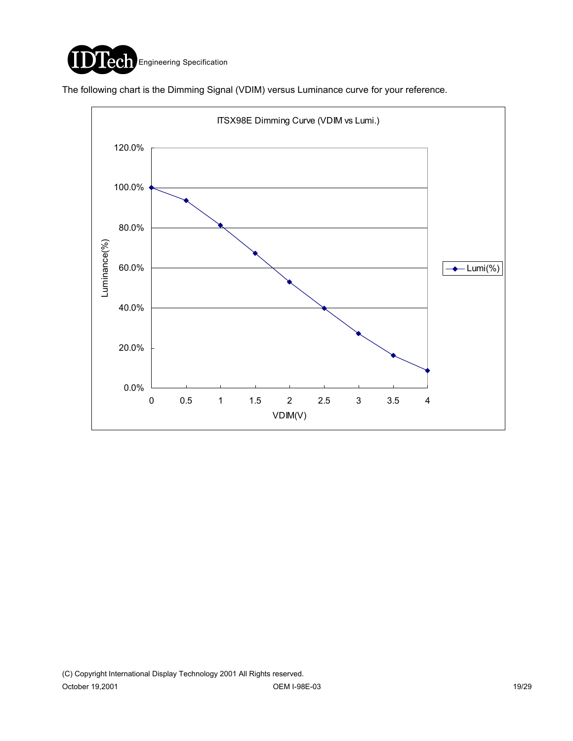The following chart is the Dimming Signal (VDIM) versus Luminance curve for your reference.

ITSX98E Dimming Curve (VDIM vs Lumi.)

Luminance(%)

120.0%
100.0%
80.0%
60.0%
40.0%
20.0%
0.0%

0 0.5 1 1.5 2 2.5 3 3.5 4

VDIM(V)

Lumi(%)

(C) Copyright International Display Technology 2001 All Rights reserved.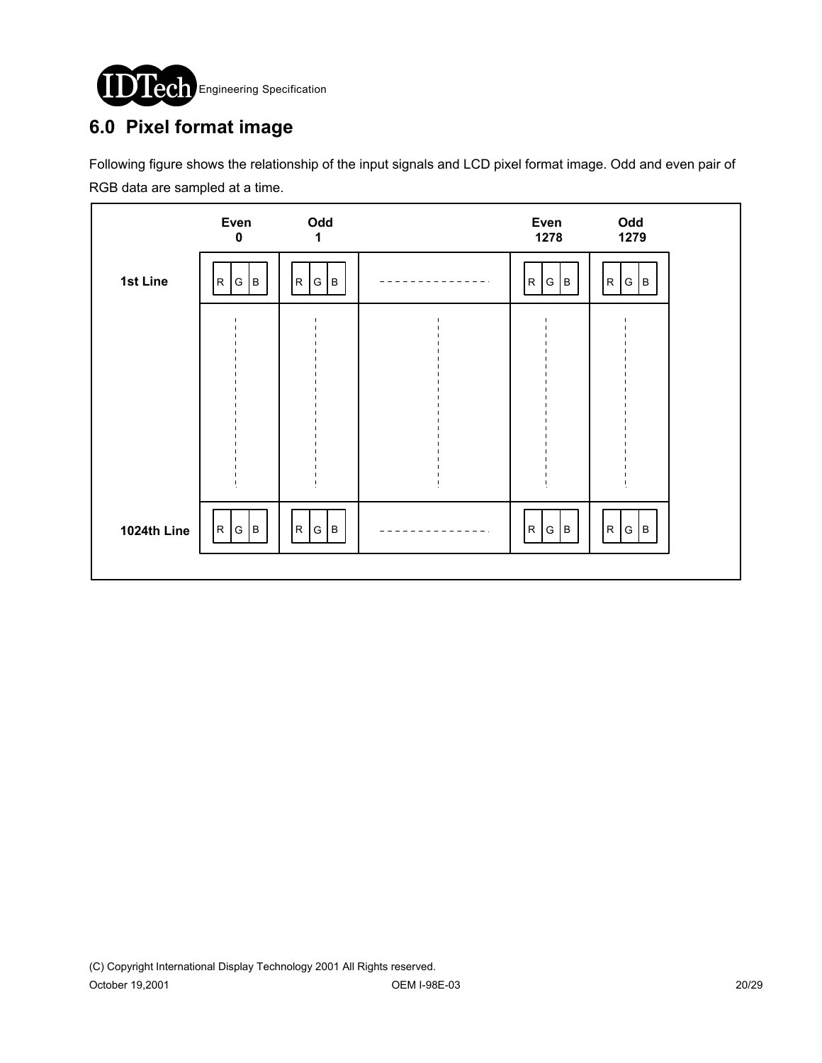## 6.0 Pixel format image

Following figure shows the relationship of the input signals and LCD pixel format image. Odd and even pair of RGB data are sampled at a time.

| | Even 0 | Odd 1 | | Even 1278 | Odd 1279 |
|---|---|---|---|---|---|
| 1st Line | R G B | R G B | - - - - - - - - - - - - - - | R G B | R G B |
| | ⋮ | ⋮ | ⋮ | ⋮ | ⋮ |
| 1024th Line | R G B | R G B | - - - - - - - - - - - - - - | R G B | R G B |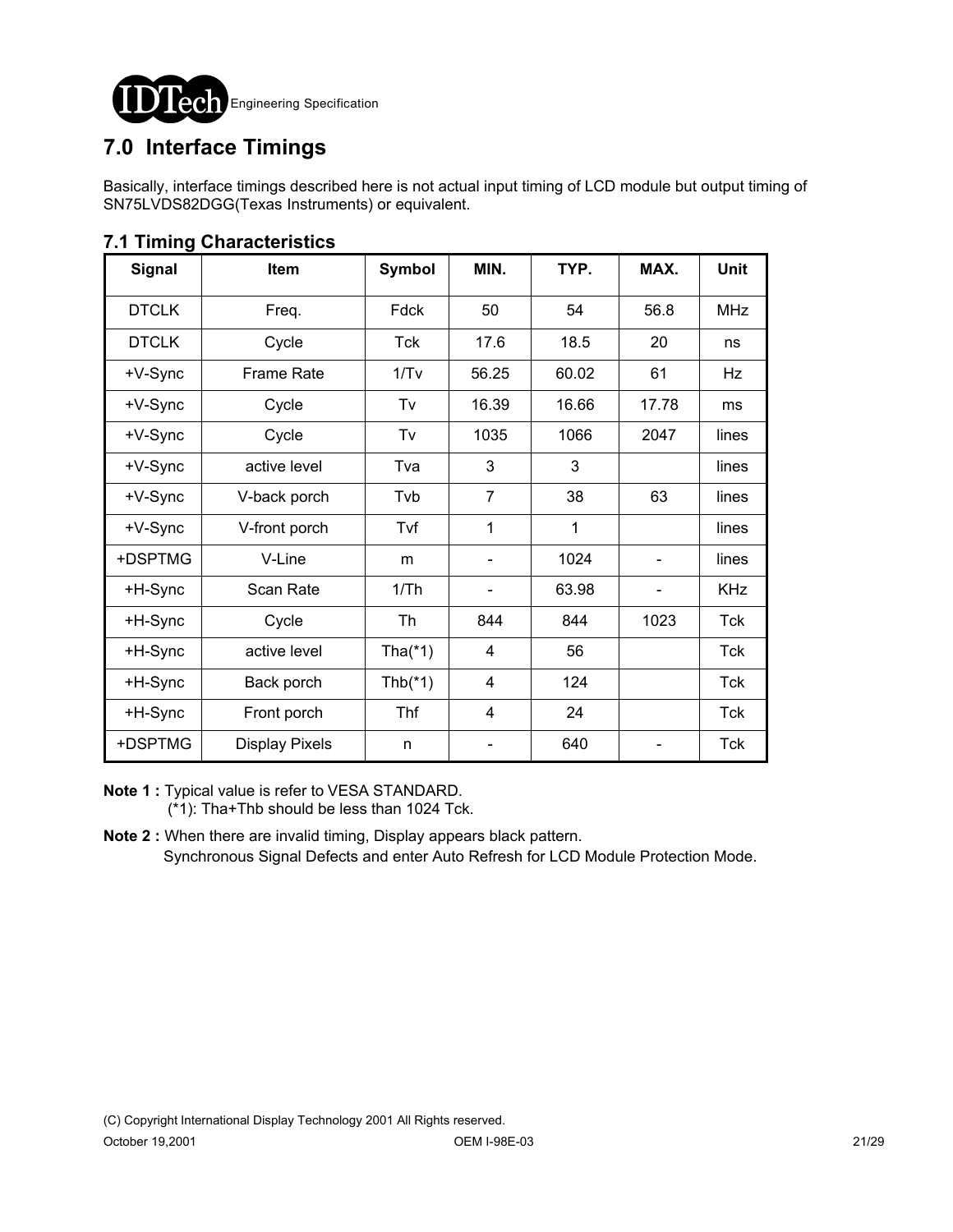# 7.0 Interface Timings

Basically, interface timings described here is not actual input timing of LCD module but output timing of SN75LVDS82DGG(Texas Instruments) or equivalent.

## 7.1 Timing Characteristics

| Signal | Item | Symbol | MIN. | TYP. | MAX. | Unit |
|---|---|---|---|---|---|---|
| DTCLK | Freq. | Fdck | 50 | 54 | 56.8 | MHz |
| DTCLK | Cycle | Tck | 17.6 | 18.5 | 20 | ns |
| +V-Sync | Frame Rate | 1/Tv | 56.25 | 60.02 | 61 | Hz |
| +V-Sync | Cycle | Tv | 16.39 | 16.66 | 17.78 | ms |
| +V-Sync | Cycle | Tv | 1035 | 1066 | 2047 | lines |
| +V-Sync | active level | Tva | 3 | 3 | | lines |
| +V-Sync | V-back porch | Tvb | 7 | 38 | 63 | lines |
| +V-Sync | V-front porch | Tvf | 1 | 1 | | lines |
| +DSPTMG | V-Line | m | - | 1024 | - | lines |
| +H-Sync | Scan Rate | 1/Th | - | 63.98 | - | KHz |
| +H-Sync | Cycle | Th | 844 | 844 | 1023 | Tck |
| +H-Sync | active level | Tha(*1) | 4 | 56 | | Tck |
| +H-Sync | Back porch | Thb(*1) | 4 | 124 | | Tck |
| +H-Sync | Front porch | Thf | 4 | 24 | | Tck |
| +DSPTMG | Display Pixels | n | - | 640 | - | Tck |

**Note 1 :** Typical value is refer to VESA STANDARD.
(*1): Tha+Thb should be less than 1024 Tck.

**Note 2 :** When there are invalid timing, Display appears black pattern.
Synchronous Signal Defects and enter Auto Refresh for LCD Module Protection Mode.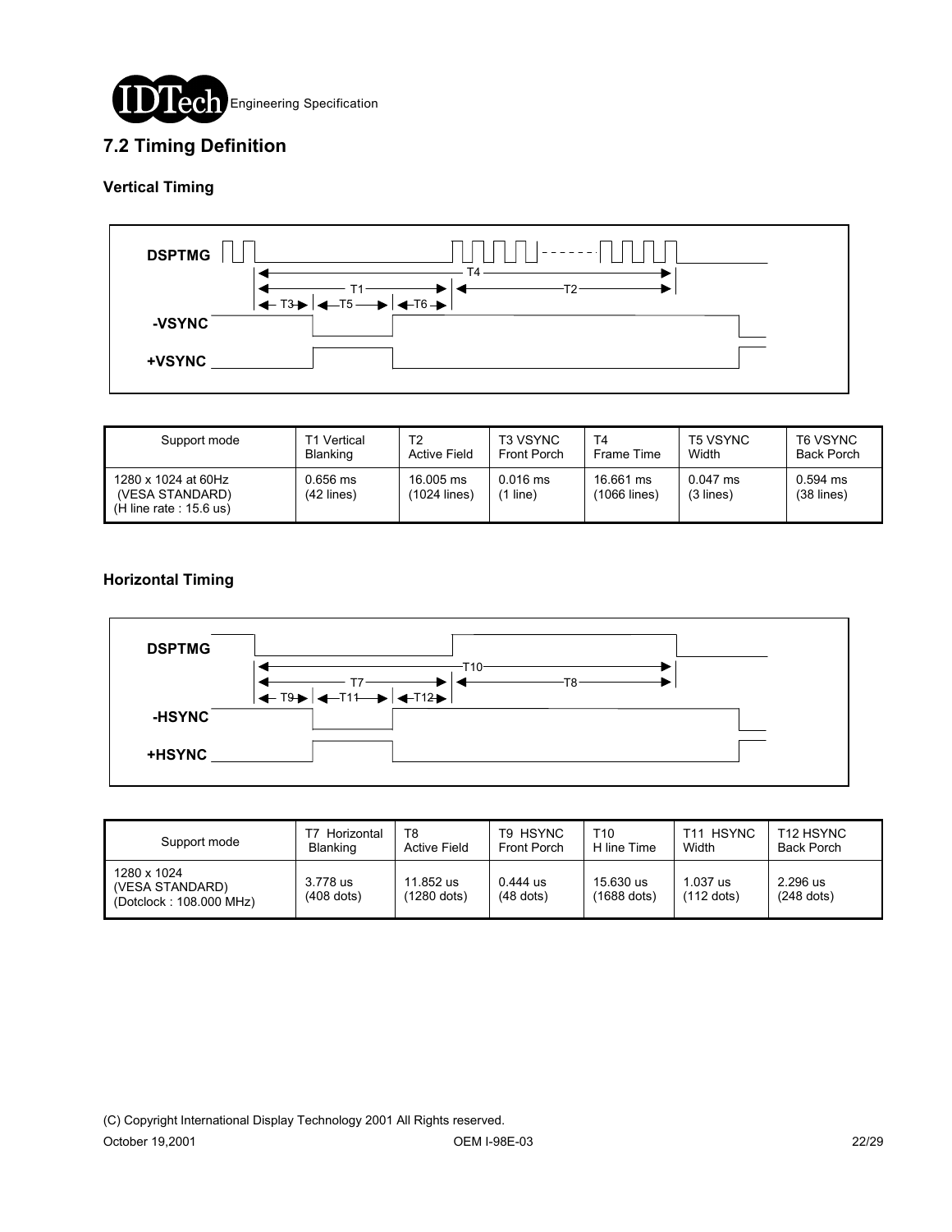## 7.2 Timing Definition

### Vertical Timing

| Support mode | T1 Vertical Blanking | T2 Active Field | T3 VSYNC Front Porch | T4 Frame Time | T5 VSYNC Width | T6 VSYNC Back Porch |
|---|---|---|---|---|---|---|
| 1280 x 1024 at 60Hz (VESA STANDARD) (H line rate : 15.6 us) | 0.656 ms (42 lines) | 16.005 ms (1024 lines) | 0.016 ms (1 line) | 16.661 ms (1066 lines) | 0.047 ms (3 lines) | 0.594 ms (38 lines) |

### Horizontal Timing

| Support mode | T7 Horizontal Blanking | T8 Active Field | T9 HSYNC Front Porch | T10 H line Time | T11 HSYNC Width | T12 HSYNC Back Porch |
|---|---|---|---|---|---|---|
| 1280 x 1024 (VESA STANDARD) (Dotclock : 108.000 MHz) | 3.778 us (408 dots) | 11.852 us (1280 dots) | 0.444 us (48 dots) | 15.630 us (1688 dots) | 1.037 us (112 dots) | 2.296 us (248 dots) |

(C) Copyright International Display Technology 2001 All Rights reserved.

October 19,2001 OEM I-98E-03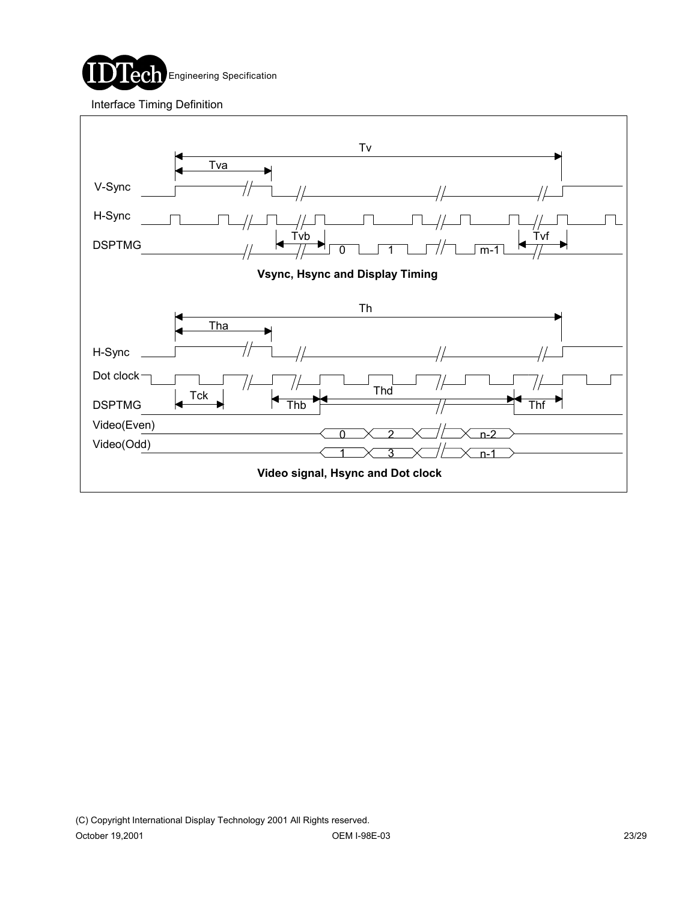Interface Timing Definition

**Vsync, Hsync and Display Timing**

**Video signal, Hsync and Dot clock**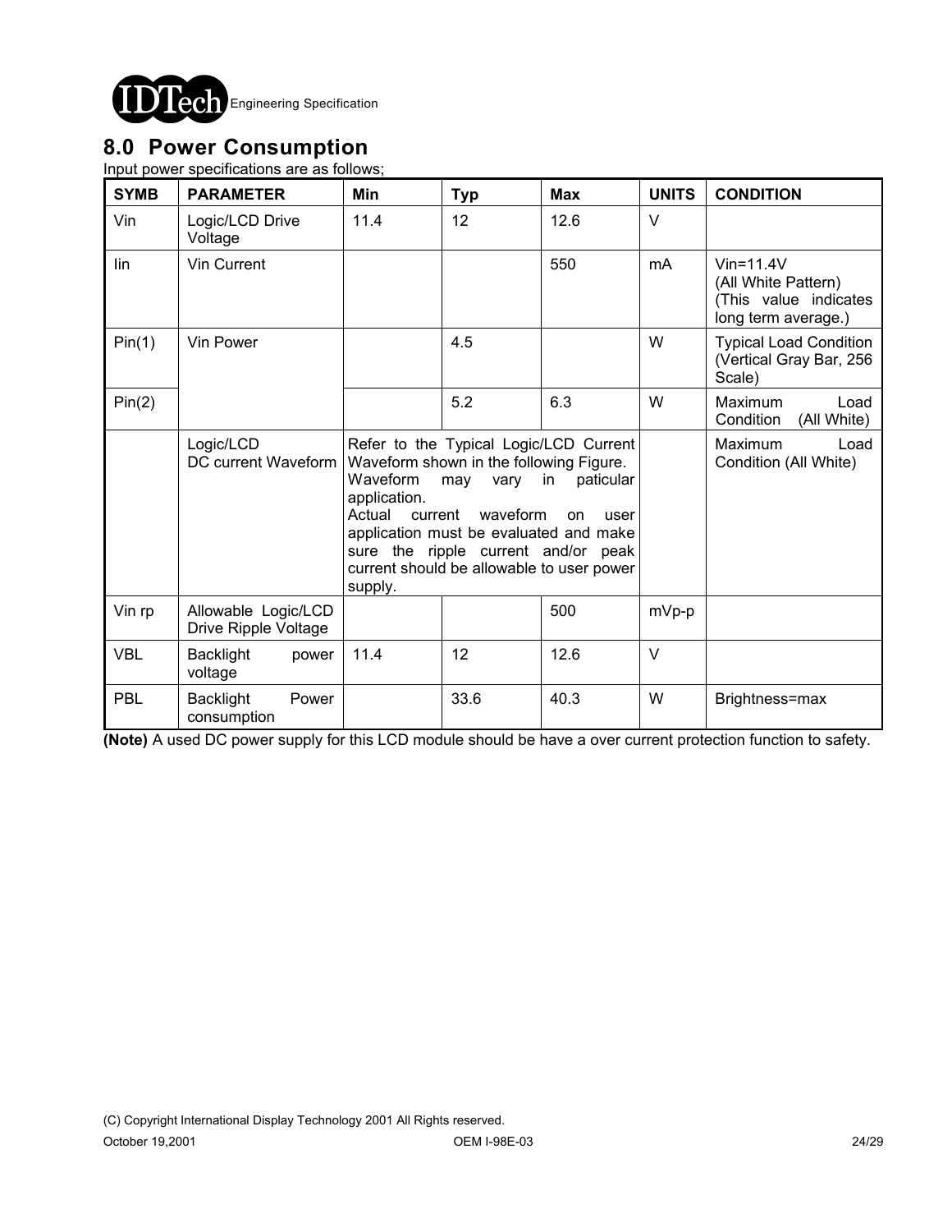## 8.0 Power Consumption

Input power specifications are as follows;

| SYMB | PARAMETER | Min | Typ | Max | UNITS | CONDITION |
|---|---|---|---|---|---|---|
| Vin | Logic/LCD Drive Voltage | 11.4 | 12 | 12.6 | V | |
| Iin | Vin Current | | | 550 | mA | Vin=11.4V (All White Pattern) (This value indicates long term average.) |
| Pin(1) | Vin Power | | 4.5 | | W | Typical Load Condition (Vertical Gray Bar, 256 Scale) |
| Pin(2) | | | 5.2 | 6.3 | W | Maximum Load Condition (All White) |
| | Logic/LCD DC current Waveform | Refer to the Typical Logic/LCD Current Waveform shown in the following Figure. Waveform may vary in paticular application. Actual current waveform on user application must be evaluated and make sure the ripple current and/or peak current should be allowable to user power supply. | | | | Maximum Load Condition (All White) |
| Vin rp | Allowable Logic/LCD Drive Ripple Voltage | | | 500 | mVp-p | |
| VBL | Backlight power voltage | 11.4 | 12 | 12.6 | V | |
| PBL | Backlight Power consumption | | 33.6 | 40.3 | W | Brightness=max |

**(Note)** A used DC power supply for this LCD module should be have a over current protection function to safety.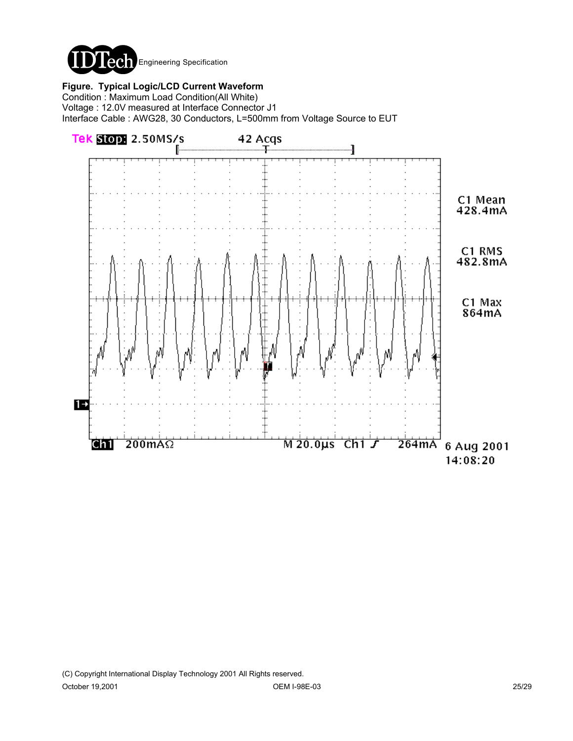**Figure. Typical Logic/LCD Current Waveform**

Condition : Maximum Load Condition(All White)

Voltage : 12.0V measured at Interface Connector J1

Interface Cable : AWG28, 30 Conductors, L=500mm from Voltage Source to EUT

Tek Stop: 2.50MS/s 42 Acqs

C1 Mean 428.4mA

C1 RMS 482.8mA

C1 Max 864mA

Ch1 200mAΩ M 20.0µs Ch1 ⨍ 264mA 6 Aug 2001 14:08:20

(C) Copyright International Display Technology 2001 All Rights reserved.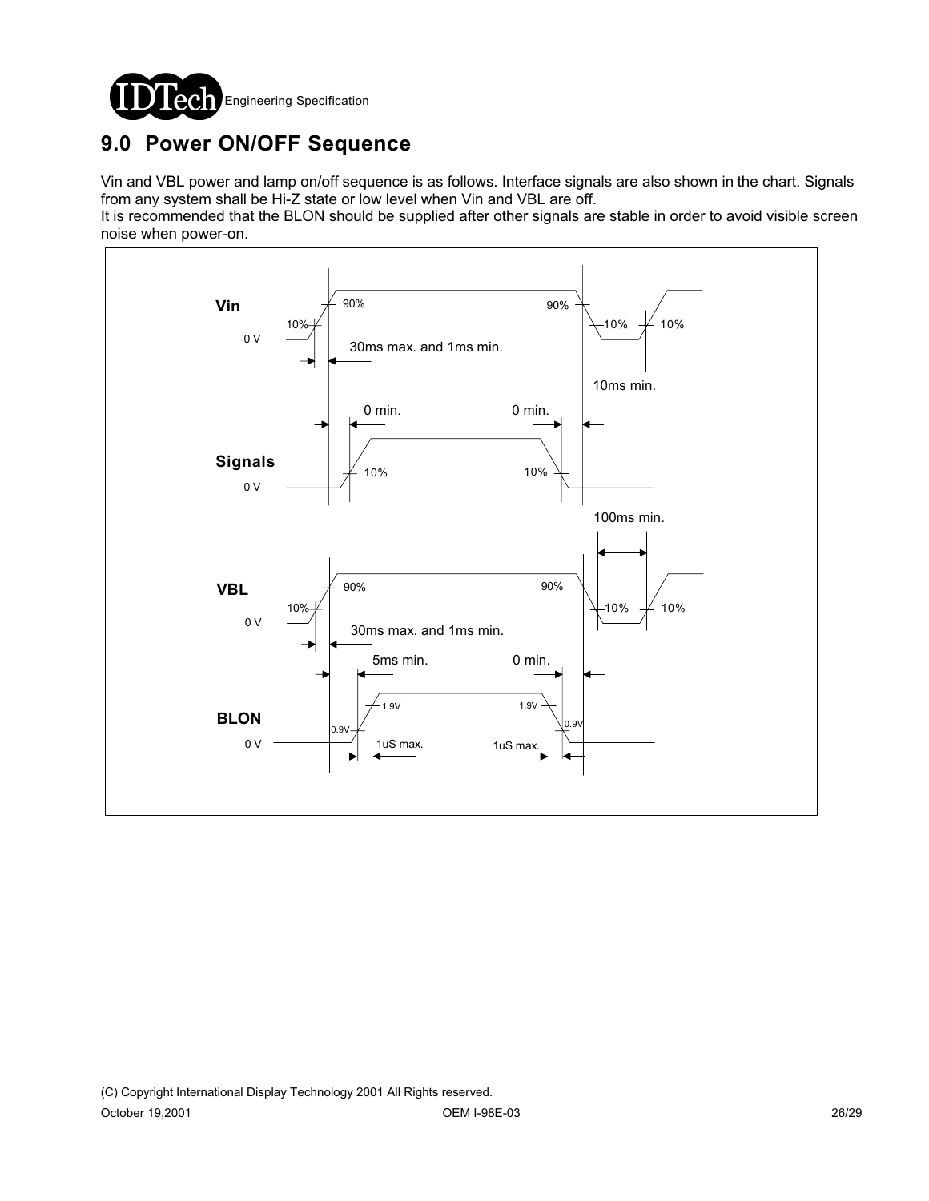## 9.0 Power ON/OFF Sequence

Vin and VBL power and lamp on/off sequence is as follows. Interface signals are also shown in the chart. Signals from any system shall be Hi-Z state or low level when Vin and VBL are off.
It is recommended that the BLON should be supplied after other signals are stable in order to avoid visible screen noise when power-on.

Vin

0 V

10%

90%

90%

10%

10%

30ms max. and 1ms min.

10ms min.

0 min.

0 min.

Signals

0 V

10%

10%

100ms min.

VBL

0 V

10%

90%

90%

10%

10%

30ms max. and 1ms min.

5ms min.

0 min.

BLON

0 V

0.9V

1.9V

1.9V

0.9V

1uS max.

1uS max.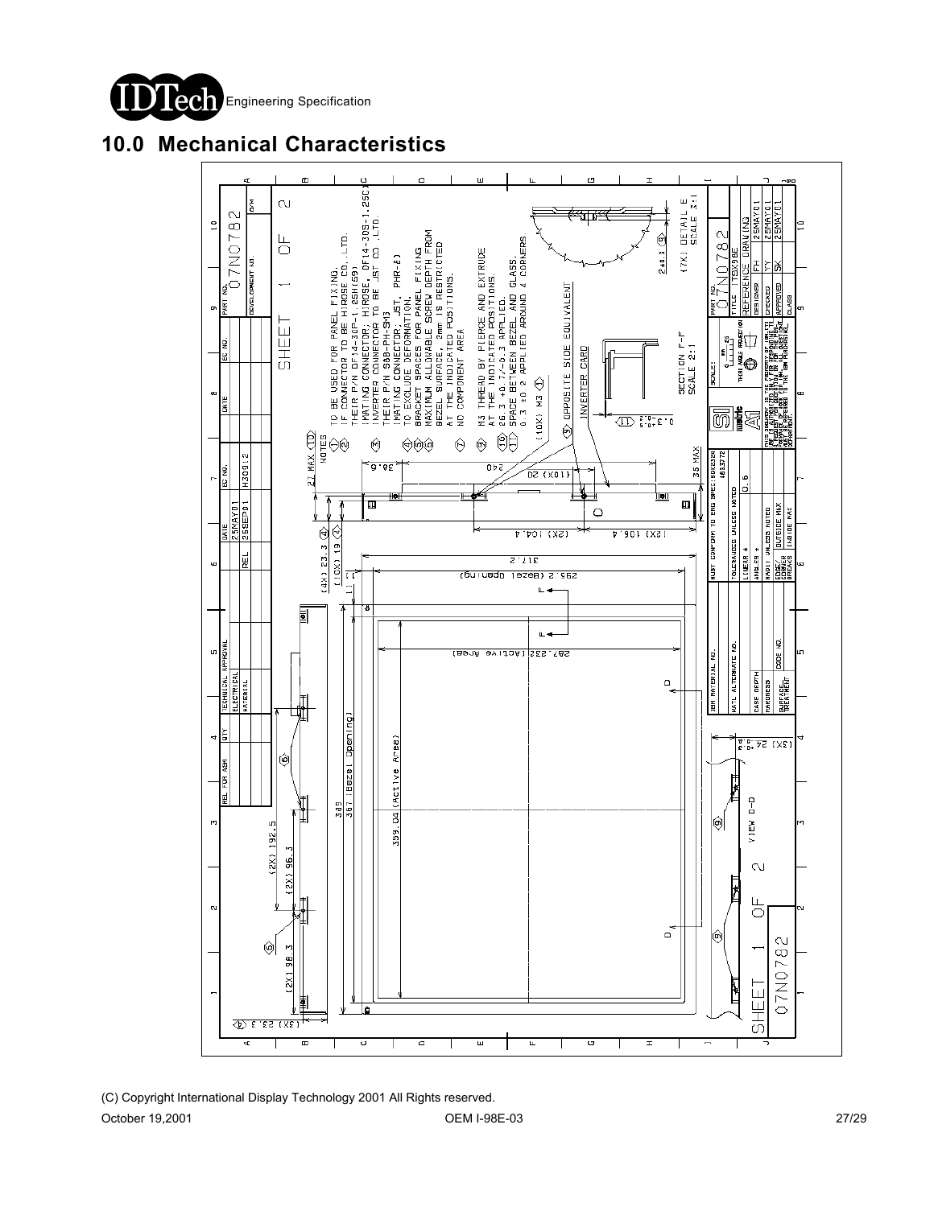## 10.0 Mechanical Characteristics

NOTES

1. TO BE USED FOR PANEL FIXING.
2. IF CONNECTOR TO BE HIROSE CO., LTD. THEIR P/N DF14-30P-1.25H(59) (MATING CONNECTOR; HIROSE, DF14-30S-1.25C)
3. INVERTER CONNECTOR TO BE JST CO.,LTD. THEIR P/N S08-PH-SM3 (MATING CONNECTOR; JST, PHR-8)
4. TO EXCLUDE DEFORMATION.
5. BRACKET SPACES FOR PANEL FIXING
6. MAXIMUM ALLOWABLE SCREW DEPTH FROM BEZEL SURFACE: 2mm IS RESTRICTED AT THE INDICATED POSITIONS.
7. NO COMPONENT AREA
8. M3 THREAD BY PIERCE AND EXTRUDE AT THE INDICATED POSITIONS.
9. 26.3 +0.7/-0.3 APPLIED.
10. SPACE BETWEEN BEZEL AND GLASS.
11. 0.3 ±0.2 APPLIED AROUND 4 CORNERS.

(10X) M3

OPPOSITE SIDE EQUIVALENT

INVERTER CARD

SECTION F-F SCALE 2:1

(7X) DETAIL E SCALE 3:1

VIEW D-D

Dimensions: 359.04 (Active Area), 287.232 (Active Area), 367 (Bezel Opening), 295.2 (Bezel Opening), 385, 317.2, 27 MAX, 35 MAX, 240, (10X) 20, (2X) 104.4, (2X) 106.4, (4X) 23.3, (10X) 19, 36.6, (2X) 192.5, (2X) 96.3, (2X) 98.3, (3X) 23.3, 2±0.3, 0.3

SHEET 1 OF 2

PART NO. 07N0782

TITLE ITSX98E REFERENCE DRAWING

| REL | DATE | EC NO. |
|---|---|---|
| | 25MAY01 | |
| REL | 25SEP01 | H30912 |

| DESIGNED | FH | 25MAY01 |
|---|---|---|
| CHECKED | YY | 25MAY01 |
| APPROVED | SK | 25MAY01 |

MUST CONFORM TO ENG SPEC: 80E2124

TOLERANCES UNLESS NOTED: LINEAR ± 0.6

SCALE: 0 MM 25

THIRD ANGLE PROJECTION

(C) Copyright International Display Technology 2001 All Rights reserved.

October 19,2001 OEM I-98E-03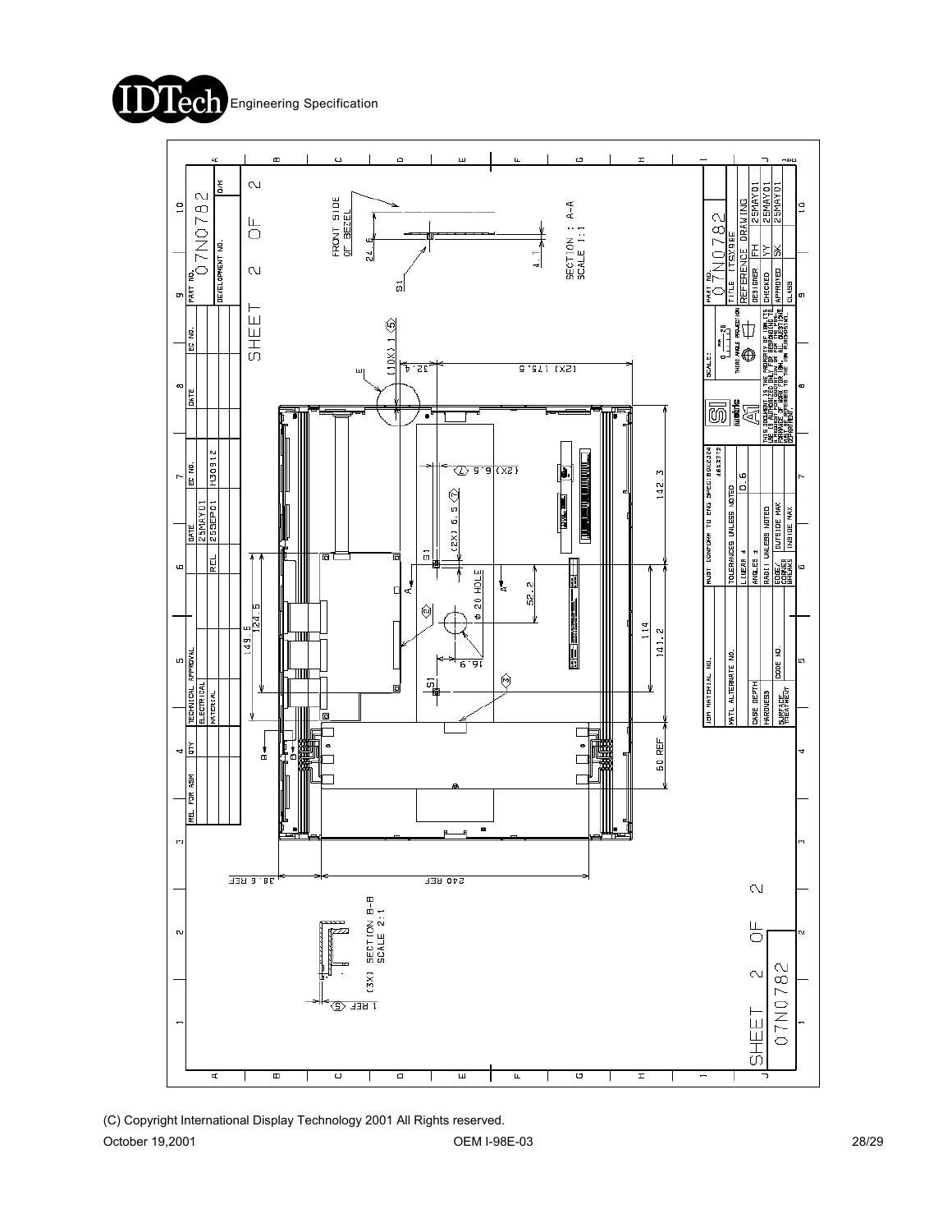Engineering Specification

SHEET 2 OF 2

07N0782

| REL. FOR ASM | QTY | TECHNICAL APPROVAL | | | DATE | EC NO. | DATE | EC NO. | PART NO. |
|---|---|---|---|---|---|---|---|---|---|
| | | ELECTRICAL | | REL | 25MAY01 | | | | 07N0782 |
| | | MATERIAL | | | 25SEP01 | H30912 | | | DEVELOPMENT NO. |

FRONT SIDE OF BEZEL

24.6

4.1

S1

SECTION : A-A
SCALE 1:1

E

(10X) 1 ⑤

32.4

(2X) 175.5

(2X) 6.5 ⑦

(2X) 6.5 ⑦

142.3

S1

A

A

φ 20 HOLE

52.2

②

16.9

114

141.2

149.5

124.5

S1

③

60 REF

B

B

38.6 REF

240 REF

(3X) SECTION B-B
SCALE 2:1

1 REF ⑤

| MUST CONFORM TO ENG SPEC: 80X2324 | | 4663772 |
|---|---|---|
| TOLERANCES UNLESS NOTED | | |
| LINEAR ± | | 0.6 |
| ANGLES ± | | |
| RADII UNLESS NOTED | | |
| EDGES/ CORNER BREAKS | OUTSIDE MAX | INSIDE MAX |

| IBM MATERIAL NO. | |
|---|---|
| MATL ALTERNATE NO. | |
| CASE DEPTH | |
| HARDNESS | CODE NO. |
| SURFACE TREATMENT | |

SCALE: 0 ... 25

THIRD ANGLE PROJECTION

THIS DOCUMENT IS THE PROPERTY OF IBM. ITS USE AUTHORIZED ONLY FOR RESPONDING TO A REQUEST FOR QUOTATION OR FOR THE MANUFACTURE OF PARTS FOR IBM. ALL QUESTIONS ARE TO BE REFERRED TO THE IBM PURCHASING DEPARTMENT.

| PART NO. | 07N0782 | |
|---|---|---|
| TITLE | ITSX96E | |
| REFERENCE DRAWING | | |
| DESIGNER | FH | 25MAY01 |
| CHECKED | YY | 25MAY01 |
| APPROVED | SK | 25MAY01 |
| CLASS | | |

SHEET 2 OF 2

07N0782

(C) Copyright International Display Technology 2001 All Rights reserved.

October 19,2001 OEM I-98E-03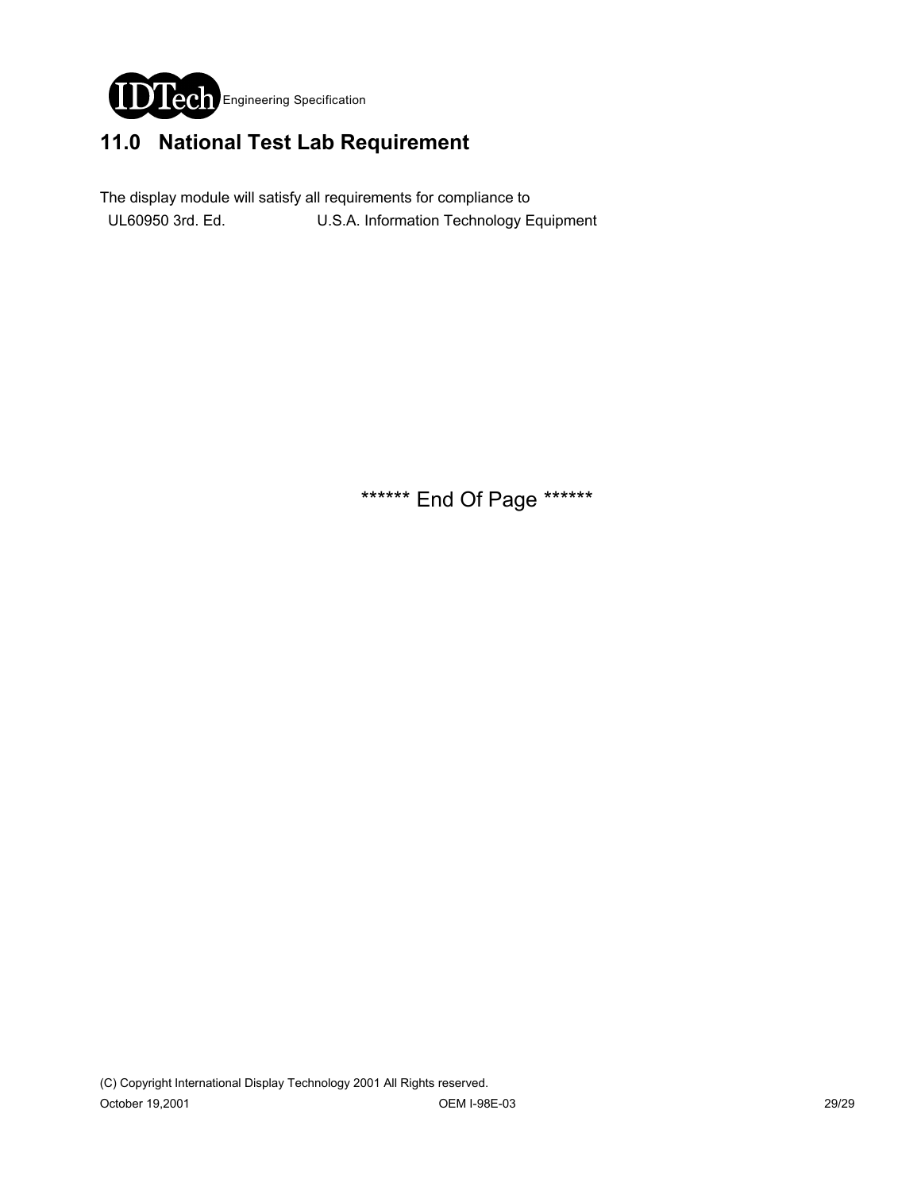## 11.0 National Test Lab Requirement

The display module will satisfy all requirements for compliance to

| | |
|---|---|
| UL60950 3rd. Ed. | U.S.A. Information Technology Equipment |

****** End Of Page ******

(C) Copyright International Display Technology 2001 All Rights reserved.

October 19,2001 OEM I-98E-03